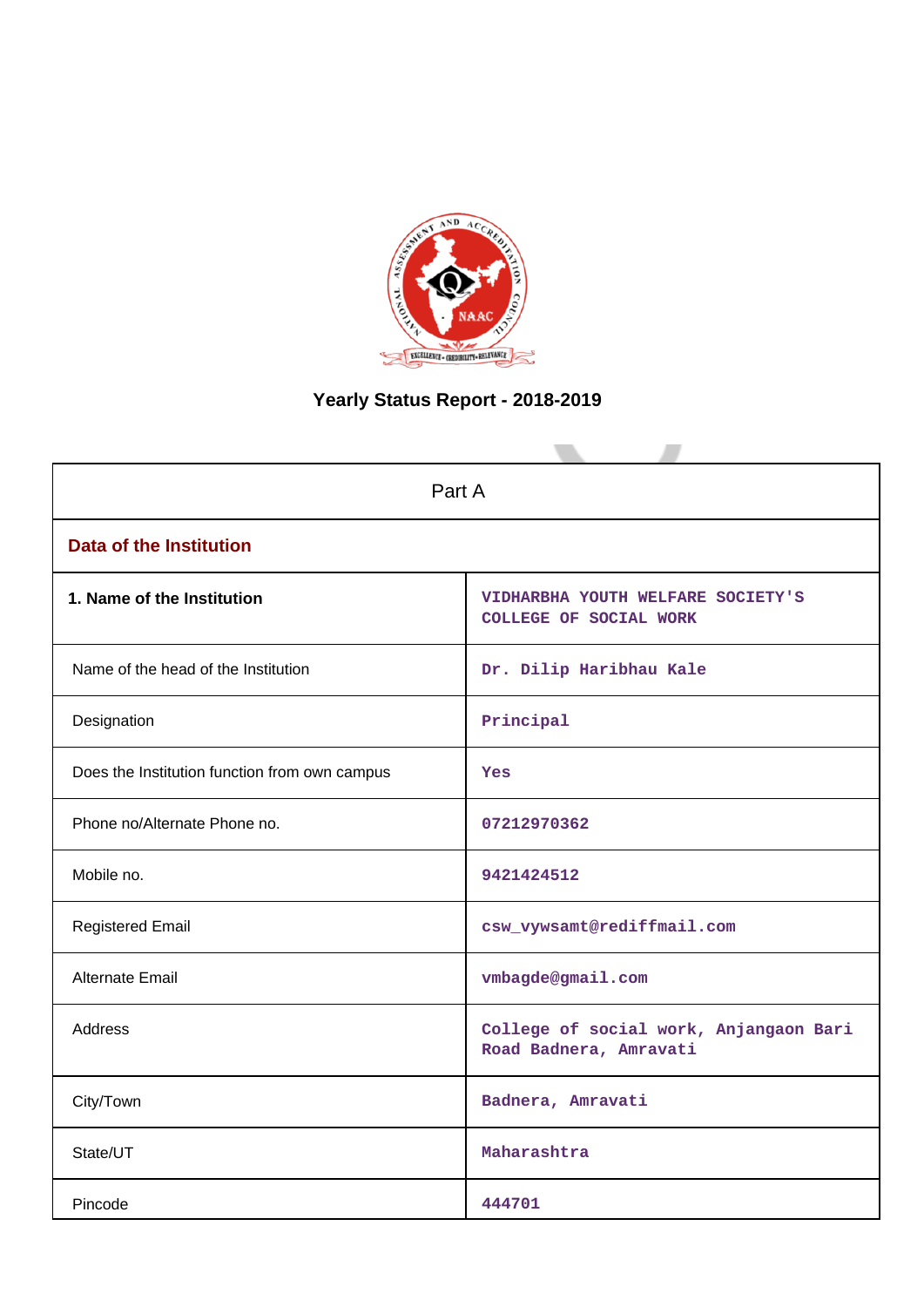# Yearly Status Report - 2018-2019

| Part A | |
|---|---|
| **Data of the Institution** | |
| **1. Name of the Institution** | VIDHARBHA YOUTH WELFARE SOCIETY'S COLLEGE OF SOCIAL WORK |
| Name of the head of the Institution | Dr. Dilip Haribhau Kale |
| Designation | Principal |
| Does the Institution function from own campus | Yes |
| Phone no/Alternate Phone no. | 07212970362 |
| Mobile no. | 9421424512 |
| Registered Email | csw_vywsamt@rediffmail.com |
| Alternate Email | vmbagde@gmail.com |
| Address | College of social work, Anjangaon Bari Road Badnera, Amravati |
| City/Town | Badnera, Amravati |
| State/UT | Maharashtra |
| Pincode | 444701 |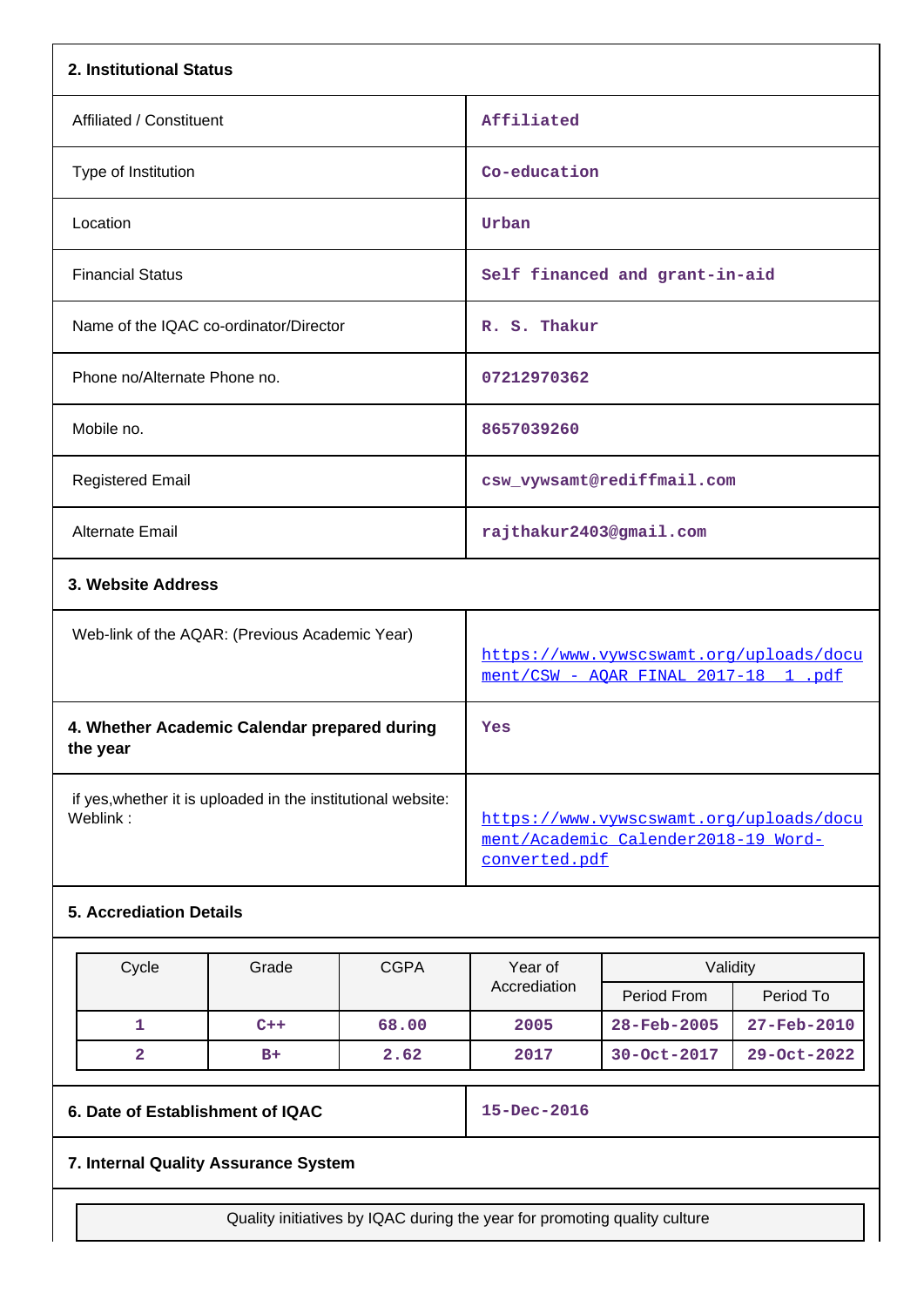## 2. Institutional Status

| | |
|---|---|
| Affiliated / Constituent | Affiliated |
| Type of Institution | Co-education |
| Location | Urban |
| Financial Status | Self financed and grant-in-aid |
| Name of the IQAC co-ordinator/Director | R. S. Thakur |
| Phone no/Alternate Phone no. | 07212970362 |
| Mobile no. | 8657039260 |
| Registered Email | csw_vywsamt@rediffmail.com |
| Alternate Email | rajthakur2403@gmail.com |

## 3. Website Address

| | |
|---|---|
| Web-link of the AQAR: (Previous Academic Year) | https://www.vywscswamt.org/uploads/document/CSW - AQAR FINAL 2017-18 1 .pdf |

| | |
|---|---|
| **4. Whether Academic Calendar prepared during the year** | Yes |
| if yes,whether it is uploaded in the institutional website: Weblink : | https://www.vywscswamt.org/uploads/document/Academic Calender2018-19 Word-converted.pdf |

## 5. Accrediation Details

| Cycle | Grade | CGPA | Year of Accrediation | Validity | |
|---|---|---|---|---|---|
| | | | | Period From | Period To |
| 1 | C++ | 68.00 | 2005 | 28-Feb-2005 | 27-Feb-2010 |
| 2 | B+ | 2.62 | 2017 | 30-Oct-2017 | 29-Oct-2022 |

| | |
|---|---|
| **6. Date of Establishment of IQAC** | 15-Dec-2016 |

## 7. Internal Quality Assurance System

| Quality initiatives by IQAC during the year for promoting quality culture |
|---|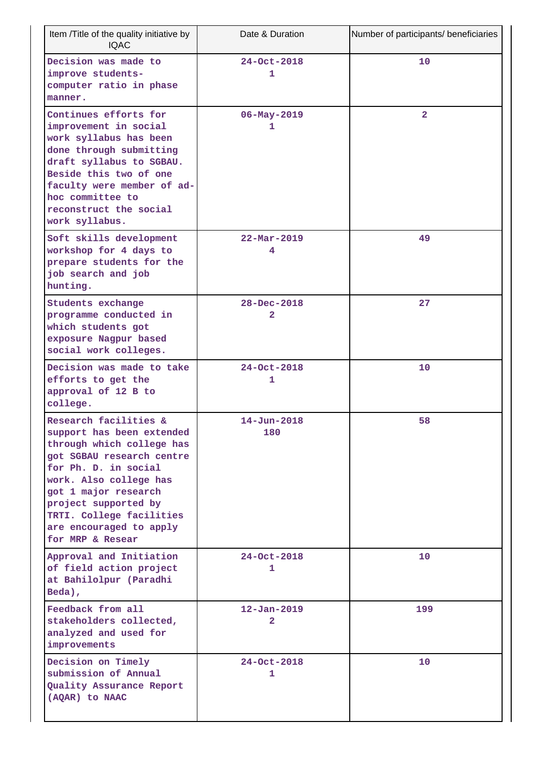| Item /Title of the quality initiative by IQAC | Date & Duration | Number of participants/ beneficiaries |
|---|---|---|
| Decision was made to improve students-computer ratio in phase manner. | 24-Oct-2018<br>1 | 10 |
| Continues efforts for improvement in social work syllabus has been done through submitting draft syllabus to SGBAU. Beside this two of one faculty were member of ad-hoc committee to reconstruct the social work syllabus. | 06-May-2019<br>1 | 2 |
| Soft skills development workshop for 4 days to prepare students for the job search and job hunting. | 22-Mar-2019<br>4 | 49 |
| Students exchange programme conducted in which students got exposure Nagpur based social work colleges. | 28-Dec-2018<br>2 | 27 |
| Decision was made to take efforts to get the approval of 12 B to college. | 24-Oct-2018<br>1 | 10 |
| Research facilities & support has been extended through which college has got SGBAU research centre for Ph. D. in social work. Also college has got 1 major research project supported by TRTI. College facilities are encouraged to apply for MRP & Resear | 14-Jun-2018<br>180 | 58 |
| Approval and Initiation of field action project at Bahilolpur (Paradhi Beda), | 24-Oct-2018<br>1 | 10 |
| Feedback from all stakeholders collected, analyzed and used for improvements | 12-Jan-2019<br>2 | 199 |
| Decision on Timely submission of Annual Quality Assurance Report (AQAR) to NAAC | 24-Oct-2018<br>1 | 10 |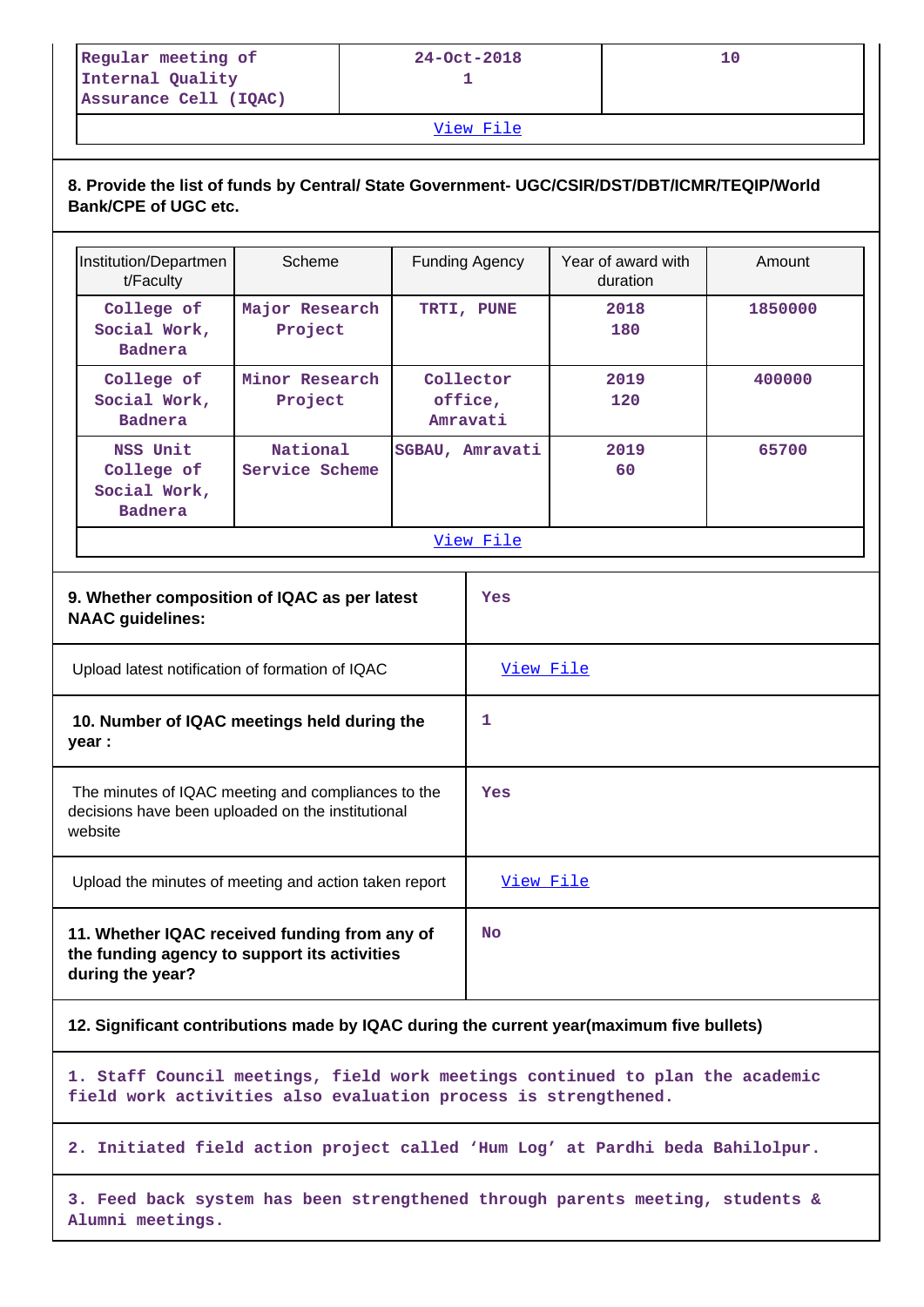| Regular meeting of Internal Quality Assurance Cell (IQAC) | 24-Oct-2018 1 | 10 |
|---|---|---|
| View File | | |

**8. Provide the list of funds by Central/ State Government- UGC/CSIR/DST/DBT/ICMR/TEQIP/World Bank/CPE of UGC etc.**

| Institution/Department/Faculty | Scheme | Funding Agency | Year of award with duration | Amount |
|---|---|---|---|---|
| College of Social Work, Badnera | Major Research Project | TRTI, PUNE | 2018 180 | 1850000 |
| College of Social Work, Badnera | Minor Research Project | Collector office, Amravati | 2019 120 | 400000 |
| NSS Unit College of Social Work, Badnera | National Service Scheme | SGBAU, Amravati | 2019 60 | 65700 |
| View File | | | | |

| | |
|---|---|
| **9. Whether composition of IQAC as per latest NAAC guidelines:** | Yes |
| Upload latest notification of formation of IQAC | View File |
| **10. Number of IQAC meetings held during the year :** | 1 |
| The minutes of IQAC meeting and compliances to the decisions have been uploaded on the institutional website | Yes |
| Upload the minutes of meeting and action taken report | View File |
| **11. Whether IQAC received funding from any of the funding agency to support its activities during the year?** | No |

**12. Significant contributions made by IQAC during the current year(maximum five bullets)**

1. Staff Council meetings, field work meetings continued to plan the academic field work activities also evaluation process is strengthened.

2. Initiated field action project called ‘Hum Log’ at Pardhi beda Bahilolpur.

3. Feed back system has been strengthened through parents meeting, students & Alumni meetings.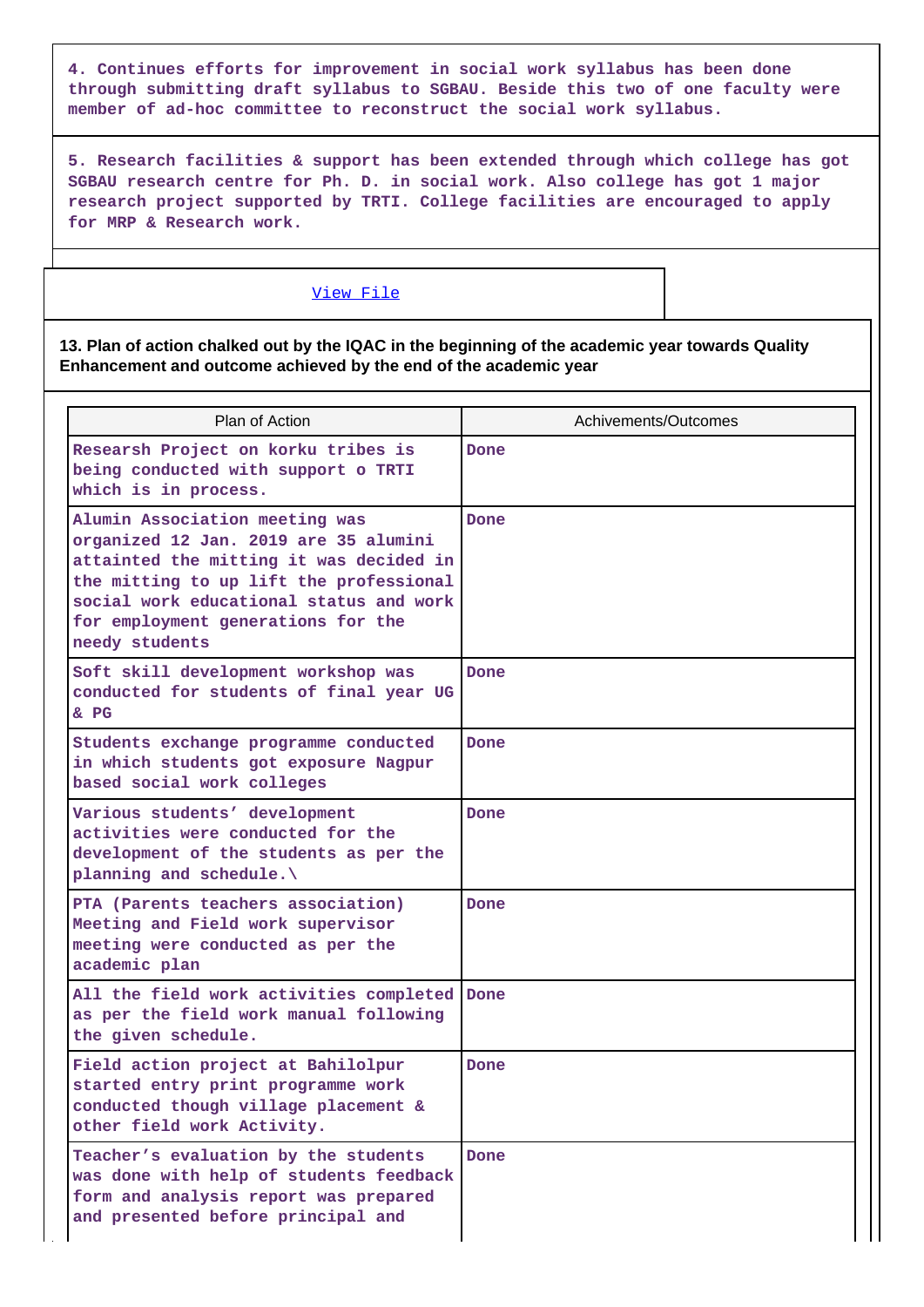4. Continues efforts for improvement in social work syllabus has been done through submitting draft syllabus to SGBAU. Beside this two of one faculty were member of ad-hoc committee to reconstruct the social work syllabus.

5. Research facilities & support has been extended through which college has got SGBAU research centre for Ph. D. in social work. Also college has got 1 major research project supported by TRTI. College facilities are encouraged to apply for MRP & Research work.

View File

**13. Plan of action chalked out by the IQAC in the beginning of the academic year towards Quality Enhancement and outcome achieved by the end of the academic year**

| Plan of Action | Achivements/Outcomes |
|---|---|
| Researsh Project on korku tribes is being conducted with support o TRTI which is in process. | Done |
| Alumin Association meeting was organized 12 Jan. 2019 are 35 alumini attainted the mitting it was decided in the mitting to up lift the professional social work educational status and work for employment generations for the needy students | Done |
| Soft skill development workshop was conducted for students of final year UG & PG | Done |
| Students exchange programme conducted in which students got exposure Nagpur based social work colleges | Done |
| Various students’ development activities were conducted for the development of the students as per the planning and schedule.\ | Done |
| PTA (Parents teachers association) Meeting and Field work supervisor meeting were conducted as per the academic plan | Done |
| All the field work activities completed as per the field work manual following the given schedule. | Done |
| Field action project at Bahilolpur started entry print programme work conducted though village placement & other field work Activity. | Done |
| Teacher’s evaluation by the students was done with help of students feedback form and analysis report was prepared and presented before principal and | Done |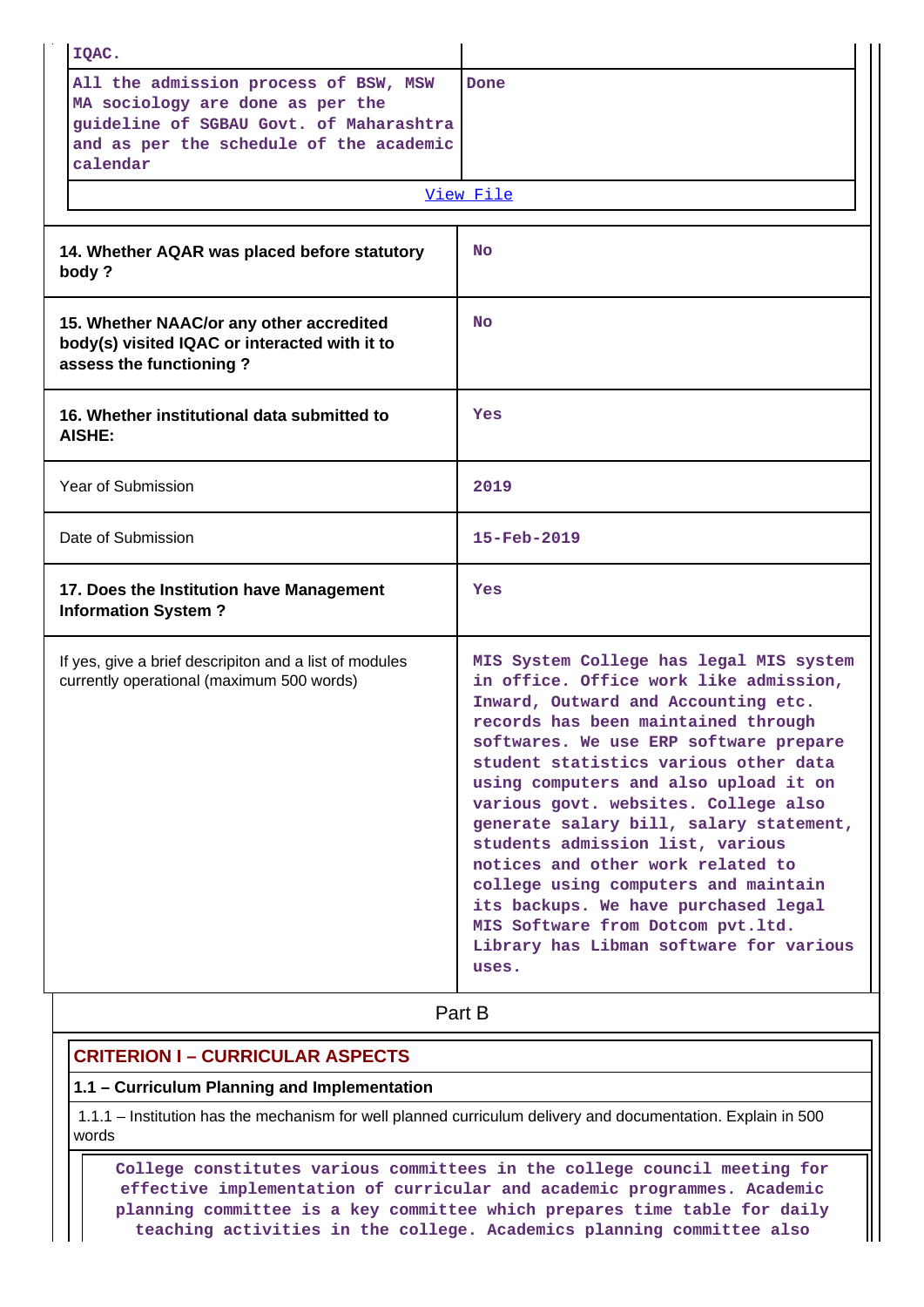| | |
|---|---|
| IQAC. | |
| All the admission process of BSW, MSW MA sociology are done as per the guideline of SGBAU Govt. of Maharashtra and as per the schedule of the academic calendar | Done |
| View File | |

| | |
|---|---|
| **14. Whether AQAR was placed before statutory body ?** | No |
| **15. Whether NAAC/or any other accredited body(s) visited IQAC or interacted with it to assess the functioning ?** | No |
| **16. Whether institutional data submitted to AISHE:** | Yes |
| Year of Submission | 2019 |
| Date of Submission | 15-Feb-2019 |
| **17. Does the Institution have Management Information System ?** | Yes |
| If yes, give a brief descripiton and a list of modules currently operational (maximum 500 words) | MIS System College has legal MIS system in office. Office work like admission, Inward, Outward and Accounting etc. records has been maintained through softwares. We use ERP software prepare student statistics various other data using computers and also upload it on various govt. websites. College also generate salary bill, salary statement, students admission list, various notices and other work related to college using computers and maintain its backups. We have purchased legal MIS Software from Dotcom pvt.ltd. Library has Libman software for various uses. |

Part B

## CRITERION I – CURRICULAR ASPECTS

### 1.1 – Curriculum Planning and Implementation

1.1.1 – Institution has the mechanism for well planned curriculum delivery and documentation. Explain in 500 words

College constitutes various committees in the college council meeting for effective implementation of curricular and academic programmes. Academic planning committee is a key committee which prepares time table for daily teaching activities in the college. Academics planning committee also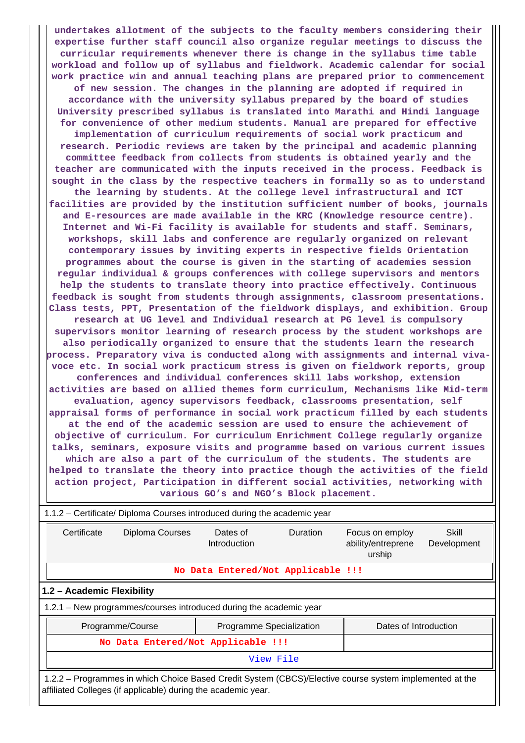undertakes allotment of the subjects to the faculty members considering their expertise further staff council also organize regular meetings to discuss the curricular requirements whenever there is change in the syllabus time table workload and follow up of syllabus and fieldwork. Academic calendar for social work practice win and annual teaching plans are prepared prior to commencement of new session. The changes in the planning are adopted if required in accordance with the university syllabus prepared by the board of studies University prescribed syllabus is translated into Marathi and Hindi language for convenience of other medium students. Manual are prepared for effective implementation of curriculum requirements of social work practicum and research. Periodic reviews are taken by the principal and academic planning committee feedback from collects from students is obtained yearly and the teacher are communicated with the inputs received in the process. Feedback is sought in the class by the respective teachers in formally so as to understand the learning by students. At the college level infrastructural and ICT facilities are provided by the institution sufficient number of books, journals and E-resources are made available in the KRC (Knowledge resource centre). Internet and Wi-Fi facility is available for students and staff. Seminars, workshops, skill labs and conference are regularly organized on relevant contemporary issues by inviting experts in respective fields Orientation programmes about the course is given in the starting of academies session regular individual & groups conferences with college supervisors and mentors help the students to translate theory into practice effectively. Continuous feedback is sought from students through assignments, classroom presentations. Class tests, PPT, Presentation of the fieldwork displays, and exhibition. Group research at UG level and Individual research at PG level is compulsory supervisors monitor learning of research process by the student workshops are also periodically organized to ensure that the students learn the research process. Preparatory viva is conducted along with assignments and internal viva-voce etc. In social work practicum stress is given on fieldwork reports, group conferences and individual conferences skill labs workshop, extension activities are based on allied themes form curriculum, Mechanisms like Mid-term evaluation, agency supervisors feedback, classrooms presentation, self appraisal forms of performance in social work practicum filled by each students at the end of the academic session are used to ensure the achievement of objective of curriculum. For curriculum Enrichment College regularly organize talks, seminars, exposure visits and programme based on various current issues which are also a part of the curriculum of the students. The students are helped to translate the theory into practice though the activities of the field action project, Participation in different social activities, networking with various GO's and NGO's Block placement.

1.1.2 – Certificate/ Diploma Courses introduced during the academic year

| Certificate | Diploma Courses | Dates of Introduction | Duration | Focus on employ ability/entreprene urship | Skill Development |
|---|---|---|---|---|---|
| No Data Entered/Not Applicable !!! | | | | | |

## 1.2 – Academic Flexibility

1.2.1 – New programmes/courses introduced during the academic year

| Programme/Course | Programme Specialization | Dates of Introduction |
|---|---|---|
| No Data Entered/Not Applicable !!! | | |
| View File | | |

1.2.2 – Programmes in which Choice Based Credit System (CBCS)/Elective course system implemented at the affiliated Colleges (if applicable) during the academic year.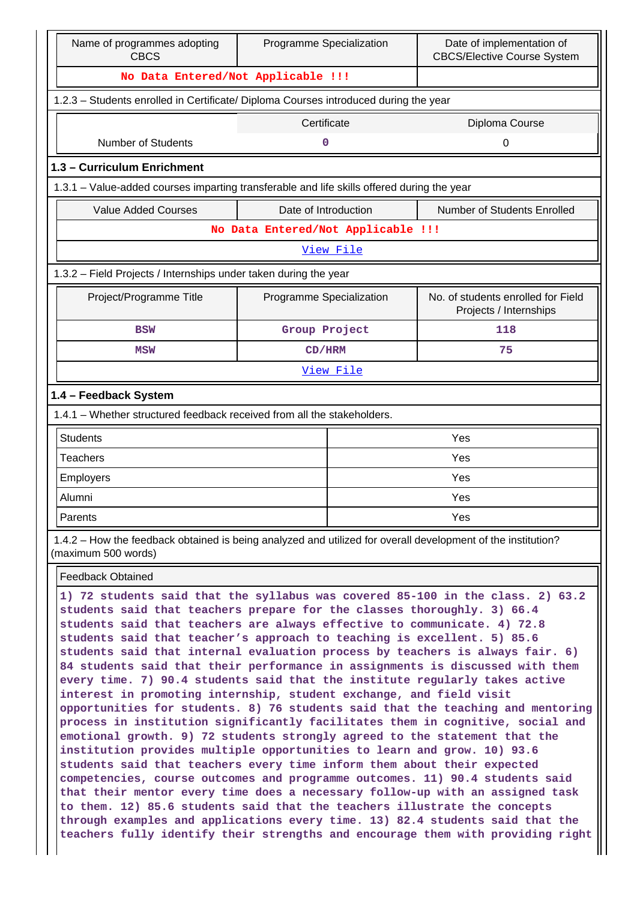| Name of programmes adopting CBCS | Programme Specialization | Date of implementation of CBCS/Elective Course System |
|---|---|---|
| No Data Entered/Not Applicable !!! | | |

1.2.3 – Students enrolled in Certificate/ Diploma Courses introduced during the year

| | Certificate | Diploma Course |
|---|---|---|
| Number of Students | 0 | 0 |

**1.3 – Curriculum Enrichment**

1.3.1 – Value-added courses imparting transferable and life skills offered during the year

| Value Added Courses | Date of Introduction | Number of Students Enrolled |
|---|---|---|
| No Data Entered/Not Applicable !!! | | |
| View File | | |

1.3.2 – Field Projects / Internships under taken during the year

| Project/Programme Title | Programme Specialization | No. of students enrolled for Field Projects / Internships |
|---|---|---|
| BSW | Group Project | 118 |
| MSW | CD/HRM | 75 |
| View File | | |

**1.4 – Feedback System**

1.4.1 – Whether structured feedback received from all the stakeholders.

| | |
|---|---|
| Students | Yes |
| Teachers | Yes |
| Employers | Yes |
| Alumni | Yes |
| Parents | Yes |

1.4.2 – How the feedback obtained is being analyzed and utilized for overall development of the institution? (maximum 500 words)

Feedback Obtained

1) 72 students said that the syllabus was covered 85-100 in the class. 2) 63.2 students said that teachers prepare for the classes thoroughly. 3) 66.4 students said that teachers are always effective to communicate. 4) 72.8 students said that teacher's approach to teaching is excellent. 5) 85.6 students said that internal evaluation process by teachers is always fair. 6) 84 students said that their performance in assignments is discussed with them every time. 7) 90.4 students said that the institute regularly takes active interest in promoting internship, student exchange, and field visit opportunities for students. 8) 76 students said that the teaching and mentoring process in institution significantly facilitates them in cognitive, social and emotional growth. 9) 72 students strongly agreed to the statement that the institution provides multiple opportunities to learn and grow. 10) 93.6 students said that teachers every time inform them about their expected competencies, course outcomes and programme outcomes. 11) 90.4 students said that their mentor every time does a necessary follow-up with an assigned task to them. 12) 85.6 students said that the teachers illustrate the concepts through examples and applications every time. 13) 82.4 students said that the teachers fully identify their strengths and encourage them with providing right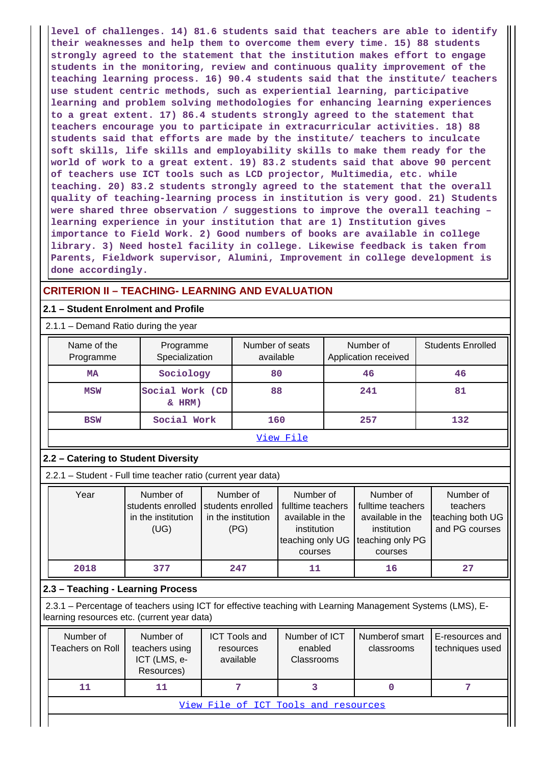level of challenges. 14) 81.6 students said that teachers are able to identify their weaknesses and help them to overcome them every time. 15) 88 students strongly agreed to the statement that the institution makes effort to engage students in the monitoring, review and continuous quality improvement of the teaching learning process. 16) 90.4 students said that the institute/ teachers use student centric methods, such as experiential learning, participative learning and problem solving methodologies for enhancing learning experiences to a great extent. 17) 86.4 students strongly agreed to the statement that teachers encourage you to participate in extracurricular activities. 18) 88 students said that efforts are made by the institute/ teachers to inculcate soft skills, life skills and employability skills to make them ready for the world of work to a great extent. 19) 83.2 students said that above 90 percent of teachers use ICT tools such as LCD projector, Multimedia, etc. while teaching. 20) 83.2 students strongly agreed to the statement that the overall quality of teaching-learning process in institution is very good. 21) Students were shared three observation / suggestions to improve the overall teaching – learning experience in your institution that are 1) Institution gives importance to Field Work. 2) Good numbers of books are available in college library. 3) Need hostel facility in college. Likewise feedback is taken from Parents, Fieldwork supervisor, Alumini, Improvement in college development is done accordingly.

## CRITERION II – TEACHING- LEARNING AND EVALUATION

### 2.1 – Student Enrolment and Profile

2.1.1 – Demand Ratio during the year

| Name of the Programme | Programme Specialization | Number of seats available | Number of Application received | Students Enrolled |
|---|---|---|---|---|
| MA | Sociology | 80 | 46 | 46 |
| MSW | Social Work (CD & HRM) | 88 | 241 | 81 |
| BSW | Social Work | 160 | 257 | 132 |

View File

### 2.2 – Catering to Student Diversity

2.2.1 – Student - Full time teacher ratio (current year data)

| Year | Number of students enrolled in the institution (UG) | Number of students enrolled in the institution (PG) | Number of fulltime teachers available in the institution teaching only UG courses | Number of fulltime teachers available in the institution teaching only PG courses | Number of teachers teaching both UG and PG courses |
|---|---|---|---|---|---|
| 2018 | 377 | 247 | 11 | 16 | 27 |

### 2.3 – Teaching - Learning Process

2.3.1 – Percentage of teachers using ICT for effective teaching with Learning Management Systems (LMS), E-learning resources etc. (current year data)

| Number of Teachers on Roll | Number of teachers using ICT (LMS, e-Resources) | ICT Tools and resources available | Number of ICT enabled Classrooms | Numberof smart classrooms | E-resources and techniques used |
|---|---|---|---|---|---|
| 11 | 11 | 7 | 3 | 0 | 7 |

View File of ICT Tools and resources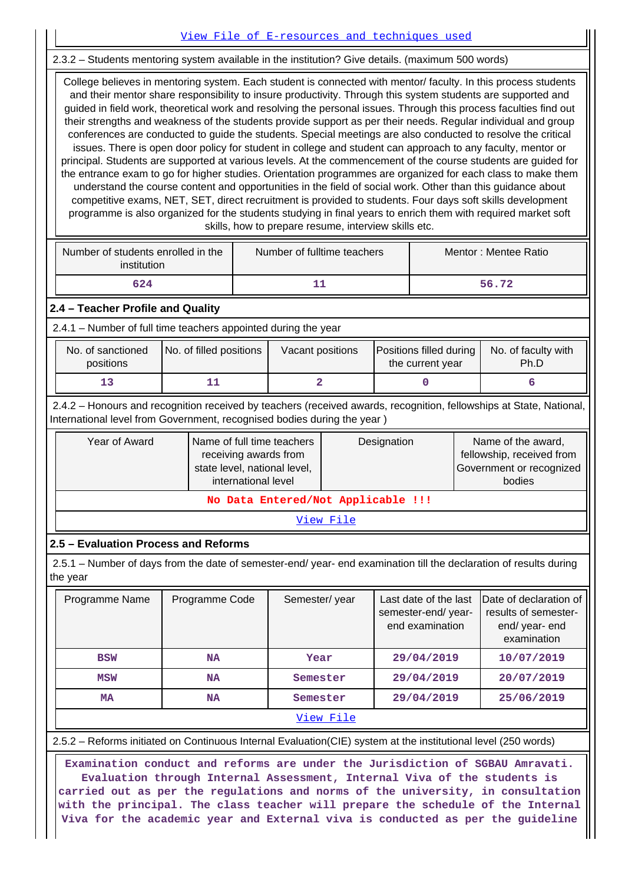View File of E-resources and techniques used

2.3.2 – Students mentoring system available in the institution? Give details. (maximum 500 words)

College believes in mentoring system. Each student is connected with mentor/ faculty. In this process students and their mentor share responsibility to insure productivity. Through this system students are supported and guided in field work, theoretical work and resolving the personal issues. Through this process faculties find out their strengths and weakness of the students provide support as per their needs. Regular individual and group conferences are conducted to guide the students. Special meetings are also conducted to resolve the critical issues. There is open door policy for student in college and student can approach to any faculty, mentor or principal. Students are supported at various levels. At the commencement of the course students are guided for the entrance exam to go for higher studies. Orientation programmes are organized for each class to make them understand the course content and opportunities in the field of social work. Other than this guidance about competitive exams, NET, SET, direct recruitment is provided to students. Four days soft skills development programme is also organized for the students studying in final years to enrich them with required market soft skills, how to prepare resume, interview skills etc.

| Number of students enrolled in the institution | Number of fulltime teachers | Mentor : Mentee Ratio |
|---|---|---|
| 624 | 11 | 56.72 |

## 2.4 – Teacher Profile and Quality

2.4.1 – Number of full time teachers appointed during the year

| No. of sanctioned positions | No. of filled positions | Vacant positions | Positions filled during the current year | No. of faculty with Ph.D |
|---|---|---|---|---|
| 13 | 11 | 2 | 0 | 6 |

2.4.2 – Honours and recognition received by teachers (received awards, recognition, fellowships at State, National, International level from Government, recognised bodies during the year )

| Year of Award | Name of full time teachers receiving awards from state level, national level, international level | Designation | Name of the award, fellowship, received from Government or recognized bodies |
|---|---|---|---|
| No Data Entered/Not Applicable !!! | | | |

View File

## 2.5 – Evaluation Process and Reforms

2.5.1 – Number of days from the date of semester-end/ year- end examination till the declaration of results during the year

| Programme Name | Programme Code | Semester/ year | Last date of the last semester-end/ year- end examination | Date of declaration of results of semester-end/ year- end examination |
|---|---|---|---|---|
| BSW | NA | Year | 29/04/2019 | 10/07/2019 |
| MSW | NA | Semester | 29/04/2019 | 20/07/2019 |
| MA | NA | Semester | 29/04/2019 | 25/06/2019 |

View File

2.5.2 – Reforms initiated on Continuous Internal Evaluation(CIE) system at the institutional level (250 words)

Examination conduct and reforms are under the Jurisdiction of SGBAU Amravati. Evaluation through Internal Assessment, Internal Viva of the students is carried out as per the regulations and norms of the university, in consultation with the principal. The class teacher will prepare the schedule of the Internal Viva for the academic year and External viva is conducted as per the guideline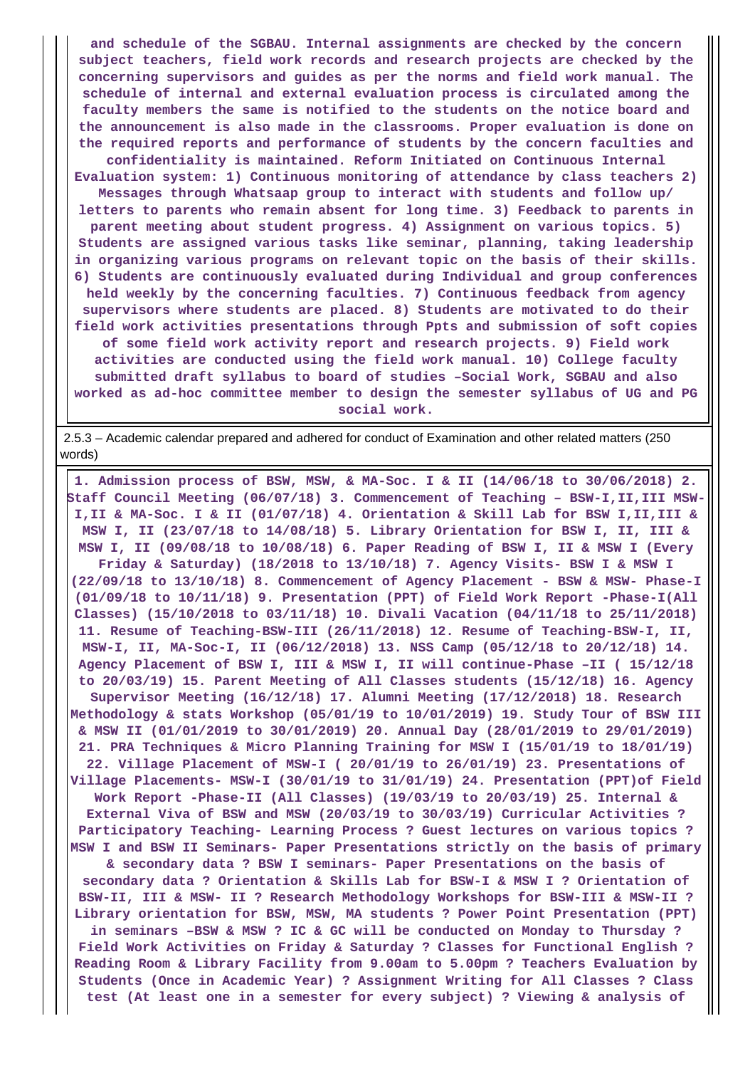**and schedule of the SGBAU. Internal assignments are checked by the concern subject teachers, field work records and research projects are checked by the concerning supervisors and guides as per the norms and field work manual. The schedule of internal and external evaluation process is circulated among the faculty members the same is notified to the students on the notice board and the announcement is also made in the classrooms. Proper evaluation is done on the required reports and performance of students by the concern faculties and confidentiality is maintained. Reform Initiated on Continuous Internal Evaluation system: 1) Continuous monitoring of attendance by class teachers 2) Messages through Whatsaap group to interact with students and follow up/ letters to parents who remain absent for long time. 3) Feedback to parents in parent meeting about student progress. 4) Assignment on various topics. 5) Students are assigned various tasks like seminar, planning, taking leadership in organizing various programs on relevant topic on the basis of their skills. 6) Students are continuously evaluated during Individual and group conferences held weekly by the concerning faculties. 7) Continuous feedback from agency supervisors where students are placed. 8) Students are motivated to do their field work activities presentations through Ppts and submission of soft copies of some field work activity report and research projects. 9) Field work activities are conducted using the field work manual. 10) College faculty submitted draft syllabus to board of studies –Social Work, SGBAU and also worked as ad-hoc committee member to design the semester syllabus of UG and PG social work.**

2.5.3 – Academic calendar prepared and adhered for conduct of Examination and other related matters (250 words)

**1. Admission process of BSW, MSW, & MA-Soc. I & II (14/06/18 to 30/06/2018) 2. Staff Council Meeting (06/07/18) 3. Commencement of Teaching – BSW-I,II,III MSW-I,II & MA-Soc. I & II (01/07/18) 4. Orientation & Skill Lab for BSW I,II,III & MSW I, II (23/07/18 to 14/08/18) 5. Library Orientation for BSW I, II, III & MSW I, II (09/08/18 to 10/08/18) 6. Paper Reading of BSW I, II & MSW I (Every Friday & Saturday) (18/2018 to 13/10/18) 7. Agency Visits- BSW I & MSW I (22/09/18 to 13/10/18) 8. Commencement of Agency Placement - BSW & MSW- Phase-I (01/09/18 to 10/11/18) 9. Presentation (PPT) of Field Work Report -Phase-I(All Classes) (15/10/2018 to 03/11/18) 10. Divali Vacation (04/11/18 to 25/11/2018) 11. Resume of Teaching-BSW-III (26/11/2018) 12. Resume of Teaching-BSW-I, II, MSW-I, II, MA-Soc-I, II (06/12/2018) 13. NSS Camp (05/12/18 to 20/12/18) 14. Agency Placement of BSW I, III & MSW I, II will continue-Phase –II ( 15/12/18 to 20/03/19) 15. Parent Meeting of All Classes students (15/12/18) 16. Agency Supervisor Meeting (16/12/18) 17. Alumni Meeting (17/12/2018) 18. Research Methodology & stats Workshop (05/01/19 to 10/01/2019) 19. Study Tour of BSW III & MSW II (01/01/2019 to 30/01/2019) 20. Annual Day (28/01/2019 to 29/01/2019) 21. PRA Techniques & Micro Planning Training for MSW I (15/01/19 to 18/01/19) 22. Village Placement of MSW-I ( 20/01/19 to 26/01/19) 23. Presentations of Village Placements- MSW-I (30/01/19 to 31/01/19) 24. Presentation (PPT)of Field Work Report -Phase-II (All Classes) (19/03/19 to 20/03/19) 25. Internal & External Viva of BSW and MSW (20/03/19 to 30/03/19) Curricular Activities ? Participatory Teaching- Learning Process ? Guest lectures on various topics ? MSW I and BSW II Seminars- Paper Presentations strictly on the basis of primary & secondary data ? BSW I seminars- Paper Presentations on the basis of secondary data ? Orientation & Skills Lab for BSW-I & MSW I ? Orientation of BSW-II, III & MSW- II ? Research Methodology Workshops for BSW-III & MSW-II ? Library orientation for BSW, MSW, MA students ? Power Point Presentation (PPT) in seminars –BSW & MSW ? IC & GC will be conducted on Monday to Thursday ? Field Work Activities on Friday & Saturday ? Classes for Functional English ? Reading Room & Library Facility from 9.00am to 5.00pm ? Teachers Evaluation by Students (Once in Academic Year) ? Assignment Writing for All Classes ? Class test (At least one in a semester for every subject) ? Viewing & analysis of**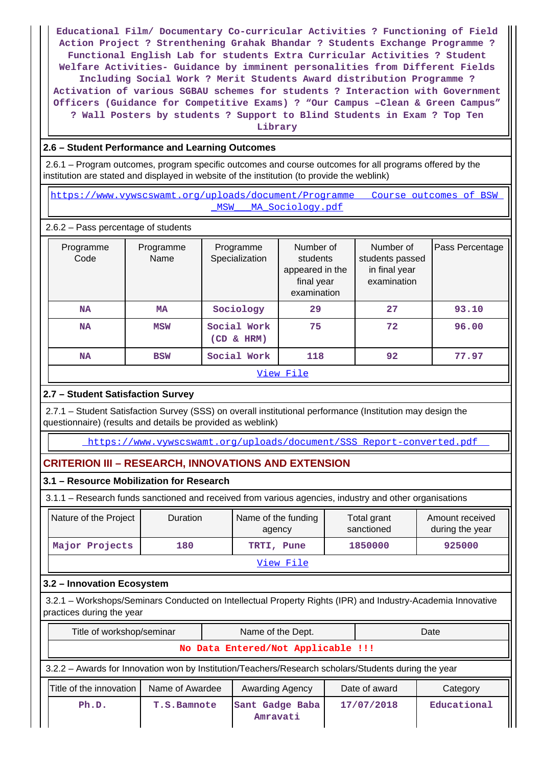Educational Film/ Documentary Co-curricular Activities ? Functioning of Field Action Project ? Strenthening Grahak Bhandar ? Students Exchange Programme ? Functional English Lab for students Extra Curricular Activities ? Student Welfare Activities- Guidance by imminent personalities from Different Fields Including Social Work ? Merit Students Award distribution Programme ? Activation of various SGBAU schemes for students ? Interaction with Government Officers (Guidance for Competitive Exams) ? "Our Campus –Clean & Green Campus" ? Wall Posters by students ? Support to Blind Students in Exam ? Top Ten Library

### 2.6 – Student Performance and Learning Outcomes

2.6.1 – Program outcomes, program specific outcomes and course outcomes for all programs offered by the institution are stated and displayed in website of the institution (to provide the weblink)

https://www.vywscswamt.org/uploads/document/Programme Course outcomes of BSW MSW MA Sociology.pdf

2.6.2 – Pass percentage of students

| Programme Code | Programme Name | Programme Specialization | Number of students appeared in the final year examination | Number of students passed in final year examination | Pass Percentage |
|---|---|---|---|---|---|
| NA | MA | Sociology | 29 | 27 | 93.10 |
| NA | MSW | Social Work (CD & HRM) | 75 | 72 | 96.00 |
| NA | BSW | Social Work | 118 | 92 | 77.97 |

View File

### 2.7 – Student Satisfaction Survey

2.7.1 – Student Satisfaction Survey (SSS) on overall institutional performance (Institution may design the questionnaire) (results and details be provided as weblink)

https://www.vywscswamt.org/uploads/document/SSS_Report-converted.pdf

## CRITERION III – RESEARCH, INNOVATIONS AND EXTENSION

### 3.1 – Resource Mobilization for Research

3.1.1 – Research funds sanctioned and received from various agencies, industry and other organisations

| Nature of the Project | Duration | Name of the funding agency | Total grant sanctioned | Amount received during the year |
|---|---|---|---|---|
| Major Projects | 180 | TRTI, Pune | 1850000 | 925000 |

View File

### 3.2 – Innovation Ecosystem

3.2.1 – Workshops/Seminars Conducted on Intellectual Property Rights (IPR) and Industry-Academia Innovative practices during the year

| Title of workshop/seminar | Name of the Dept. | Date |
|---|---|---|
| No Data Entered/Not Applicable !!! | | |

3.2.2 – Awards for Innovation won by Institution/Teachers/Research scholars/Students during the year

| Title of the innovation | Name of Awardee | Awarding Agency | Date of award | Category |
|---|---|---|---|---|
| Ph.D. | T.S.Bamnote | Sant Gadge Baba Amravati | 17/07/2018 | Educational |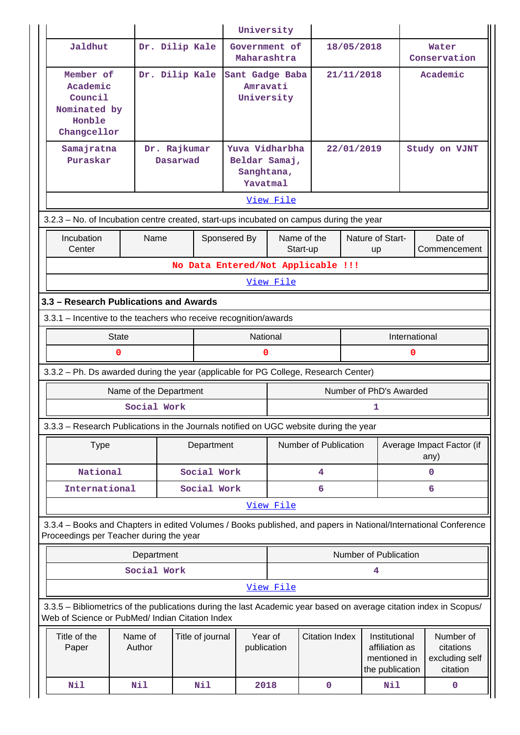| | | University | | |
|---|---|---|---|---|
| Jaldhut | Dr. Dilip Kale | Government of Maharashtra | 18/05/2018 | Water Conservation |
| Member of Academic Council Nominated by Honble Changcellor | Dr. Dilip Kale | Sant Gadge Baba Amravati University | 21/11/2018 | Academic |
| Samajratna Puraskar | Dr. Rajkumar Dasarwad | Yuva Vidharbha Beldar Samaj, Sanghtana, Yavatmal | 22/01/2019 | Study on VJNT |

View File

3.2.3 – No. of Incubation centre created, start-ups incubated on campus during the year

| Incubation Center | Name | Sponsered By | Name of the Start-up | Nature of Start-up | Date of Commencement |
|---|---|---|---|---|---|
| No Data Entered/Not Applicable !!! | | | | | |

View File

### 3.3 – Research Publications and Awards

3.3.1 – Incentive to the teachers who receive recognition/awards

| State | National | International |
|---|---|---|
| 0 | 0 | 0 |

3.3.2 – Ph. Ds awarded during the year (applicable for PG College, Research Center)

| Name of the Department | Number of PhD's Awarded |
|---|---|
| Social Work | 1 |

3.3.3 – Research Publications in the Journals notified on UGC website during the year

| Type | Department | Number of Publication | Average Impact Factor (if any) |
|---|---|---|---|
| National | Social Work | 4 | 0 |
| International | Social Work | 6 | 6 |

View File

3.3.4 – Books and Chapters in edited Volumes / Books published, and papers in National/International Conference Proceedings per Teacher during the year

| Department | Number of Publication |
|---|---|
| Social Work | 4 |

View File

3.3.5 – Bibliometrics of the publications during the last Academic year based on average citation index in Scopus/ Web of Science or PubMed/ Indian Citation Index

| Title of the Paper | Name of Author | Title of journal | Year of publication | Citation Index | Institutional affiliation as mentioned in the publication | Number of citations excluding self citation |
|---|---|---|---|---|---|---|
| Nil | Nil | Nil | 2018 | 0 | Nil | 0 |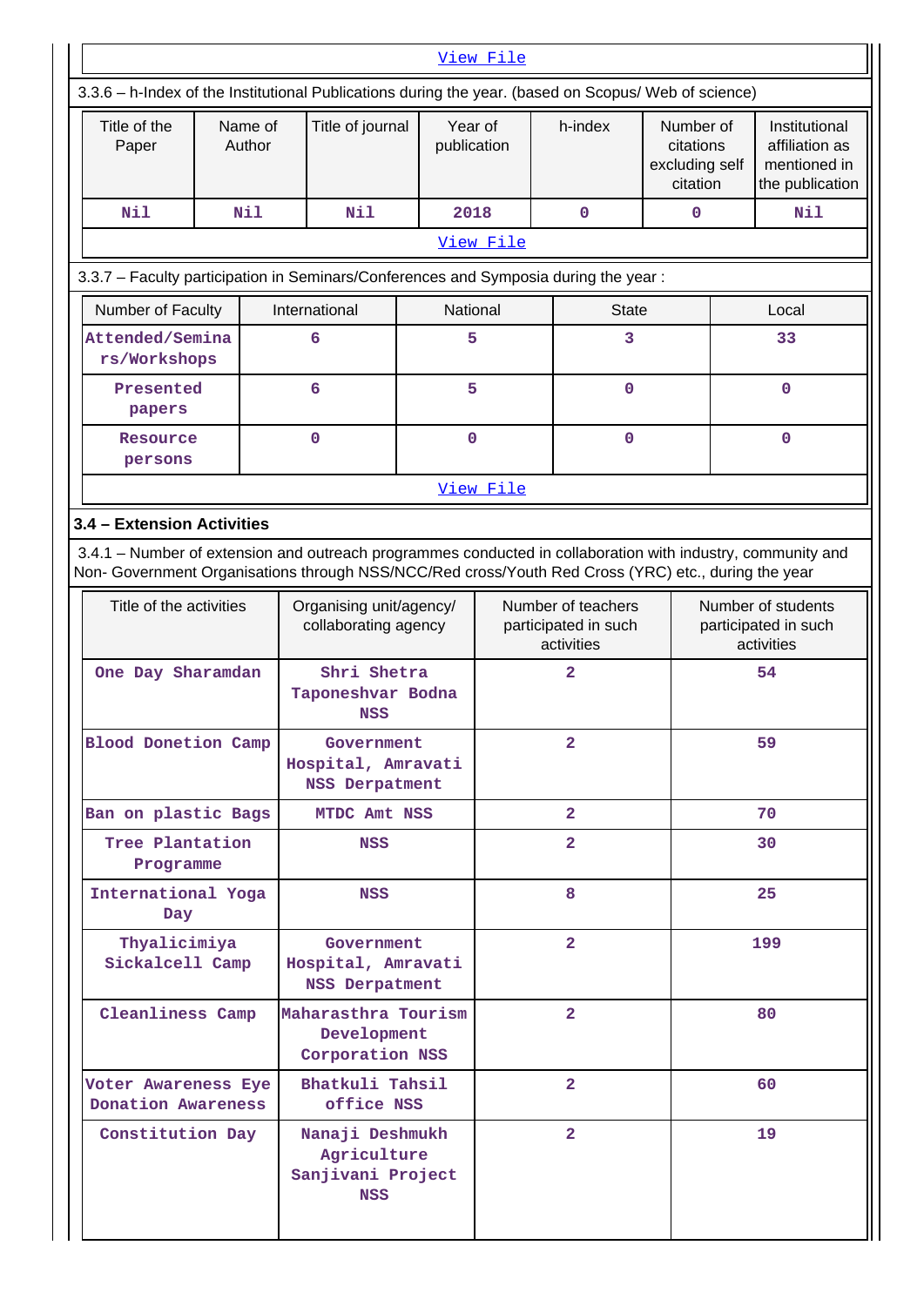View File

3.3.6 – h-Index of the Institutional Publications during the year. (based on Scopus/ Web of science)

| Title of the Paper | Name of Author | Title of journal | Year of publication | h-index | Number of citations excluding self citation | Institutional affiliation as mentioned in the publication |
|---|---|---|---|---|---|---|
| Nil | Nil | Nil | 2018 | 0 | 0 | Nil |

View File

3.3.7 – Faculty participation in Seminars/Conferences and Symposia during the year :

| Number of Faculty | International | National | State | Local |
|---|---|---|---|---|
| Attended/Seminars/Workshops | 6 | 5 | 3 | 33 |
| Presented papers | 6 | 5 | 0 | 0 |
| Resource persons | 0 | 0 | 0 | 0 |

View File

### 3.4 – Extension Activities

3.4.1 – Number of extension and outreach programmes conducted in collaboration with industry, community and Non- Government Organisations through NSS/NCC/Red cross/Youth Red Cross (YRC) etc., during the year

| Title of the activities | Organising unit/agency/ collaborating agency | Number of teachers participated in such activities | Number of students participated in such activities |
|---|---|---|---|
| One Day Sharamdan | Shri Shetra Taponeshvar Bodna NSS | 2 | 54 |
| Blood Donetion Camp | Government Hospital, Amravati NSS Derpatment | 2 | 59 |
| Ban on plastic Bags | MTDC Amt NSS | 2 | 70 |
| Tree Plantation Programme | NSS | 2 | 30 |
| International Yoga Day | NSS | 8 | 25 |
| Thyalicimiya Sickalcell Camp | Government Hospital, Amravati NSS Derpatment | 2 | 199 |
| Cleanliness Camp | Maharasthra Tourism Development Corporation NSS | 2 | 80 |
| Voter Awareness Eye Donation Awareness | Bhatkuli Tahsil office NSS | 2 | 60 |
| Constitution Day | Nanaji Deshmukh Agriculture Sanjivani Project NSS | 2 | 19 |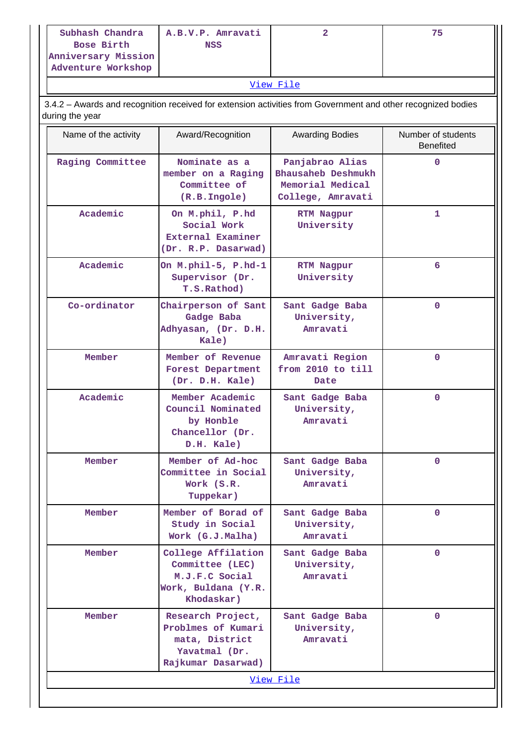| Subhash Chandra Bose Birth Anniversary Mission Adventure Workshop | A.B.V.P. Amravati NSS | 2 | 75 |
|---|---|---|---|

View File

3.4.2 – Awards and recognition received for extension activities from Government and other recognized bodies during the year

| Name of the activity | Award/Recognition | Awarding Bodies | Number of students Benefited |
|---|---|---|---|
| Raging Committee | Nominate as a member on a Raging Committee of (R.B.Ingole) | Panjabrao Alias Bhausaheb Deshmukh Memorial Medical College, Amravati | 0 |
| Academic | On M.phil, P.hd Social Work External Examiner (Dr. R.P. Dasarwad) | RTM Nagpur University | 1 |
| Academic | On M.phil-5, P.hd-1 Supervisor (Dr. T.S.Rathod) | RTM Nagpur University | 6 |
| Co-ordinator | Chairperson of Sant Gadge Baba Adhyasan, (Dr. D.H. Kale) | Sant Gadge Baba University, Amravati | 0 |
| Member | Member of Revenue Forest Department (Dr. D.H. Kale) | Amravati Region from 2010 to till Date | 0 |
| Academic | Member Academic Council Nominated by Honble Chancellor (Dr. D.H. Kale) | Sant Gadge Baba University, Amravati | 0 |
| Member | Member of Ad-hoc Committee in Social Work (S.R. Tuppekar) | Sant Gadge Baba University, Amravati | 0 |
| Member | Member of Borad of Study in Social Work (G.J.Malha) | Sant Gadge Baba University, Amravati | 0 |
| Member | College Affilation Committee (LEC) M.J.F.C Social Work, Buldana (Y.R. Khodaskar) | Sant Gadge Baba University, Amravati | 0 |
| Member | Research Project, Problmes of Kumari mata, District Yavatmal (Dr. Rajkumar Dasarwad) | Sant Gadge Baba University, Amravati | 0 |

View File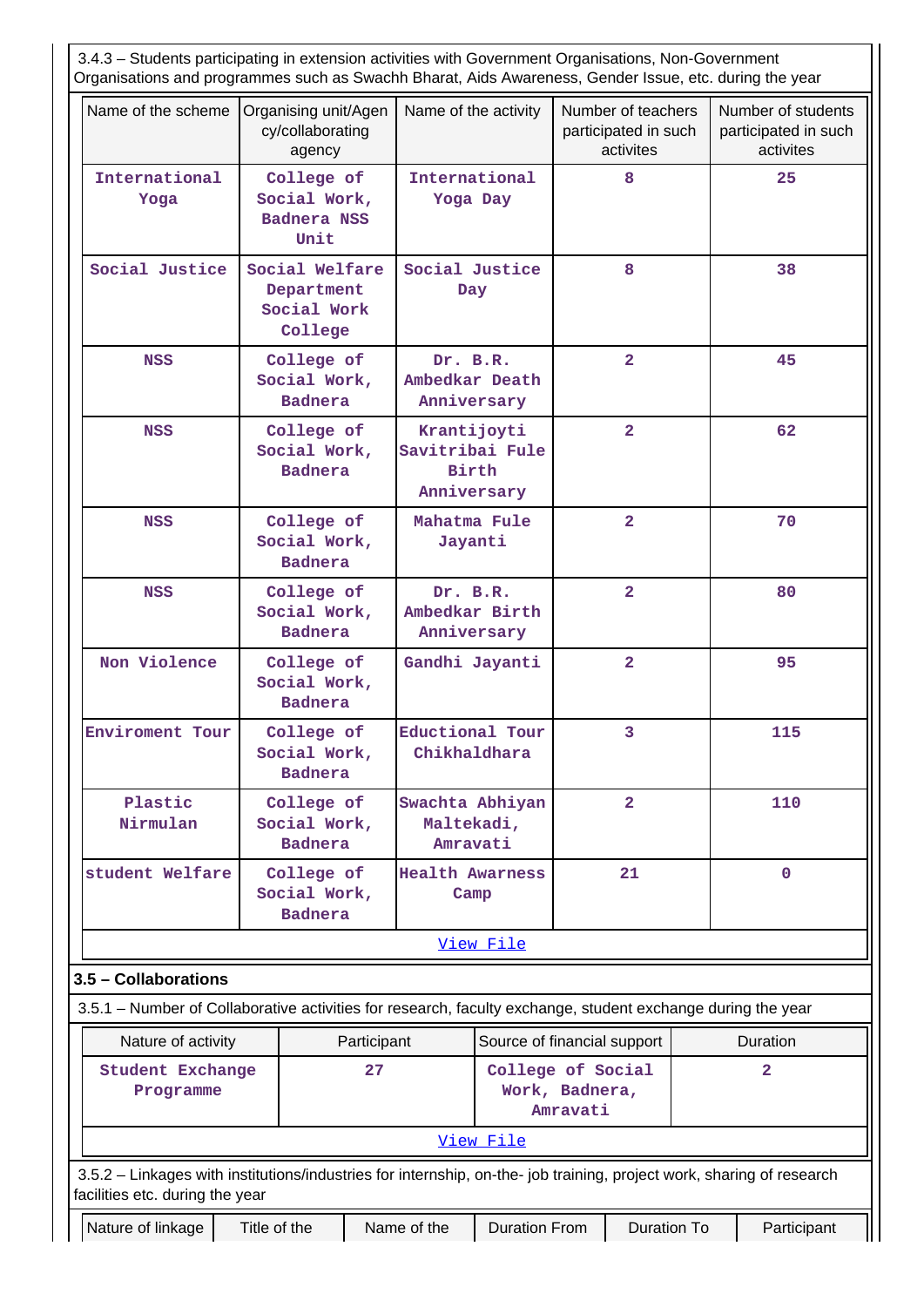3.4.3 – Students participating in extension activities with Government Organisations, Non-Government Organisations and programmes such as Swachh Bharat, Aids Awareness, Gender Issue, etc. during the year

| Name of the scheme | Organising unit/Agency/collaborating agency | Name of the activity | Number of teachers participated in such activites | Number of students participated in such activites |
|---|---|---|---|---|
| International Yoga | College of Social Work, Badnera NSS Unit | International Yoga Day | 8 | 25 |
| Social Justice | Social Welfare Department Social Work College | Social Justice Day | 8 | 38 |
| NSS | College of Social Work, Badnera | Dr. B.R. Ambedkar Death Anniversary | 2 | 45 |
| NSS | College of Social Work, Badnera | Krantijoyti Savitribai Fule Birth Anniversary | 2 | 62 |
| NSS | College of Social Work, Badnera | Mahatma Fule Jayanti | 2 | 70 |
| NSS | College of Social Work, Badnera | Dr. B.R. Ambedkar Birth Anniversary | 2 | 80 |
| Non Violence | College of Social Work, Badnera | Gandhi Jayanti | 2 | 95 |
| Enviroment Tour | College of Social Work, Badnera | Eductional Tour Chikhaldhara | 3 | 115 |
| Plastic Nirmulan | College of Social Work, Badnera | Swachta Abhiyan Maltekadi, Amravati | 2 | 110 |
| student Welfare | College of Social Work, Badnera | Health Awarness Camp | 21 | 0 |

View File

### 3.5 – Collaborations

3.5.1 – Number of Collaborative activities for research, faculty exchange, student exchange during the year

| Nature of activity | Participant | Source of financial support | Duration |
|---|---|---|---|
| Student Exchange Programme | 27 | College of Social Work, Badnera, Amravati | 2 |

View File

3.5.2 – Linkages with institutions/industries for internship, on-the- job training, project work, sharing of research facilities etc. during the year

| Nature of linkage | Title of the | Name of the | Duration From | Duration To | Participant |
|---|---|---|---|---|---|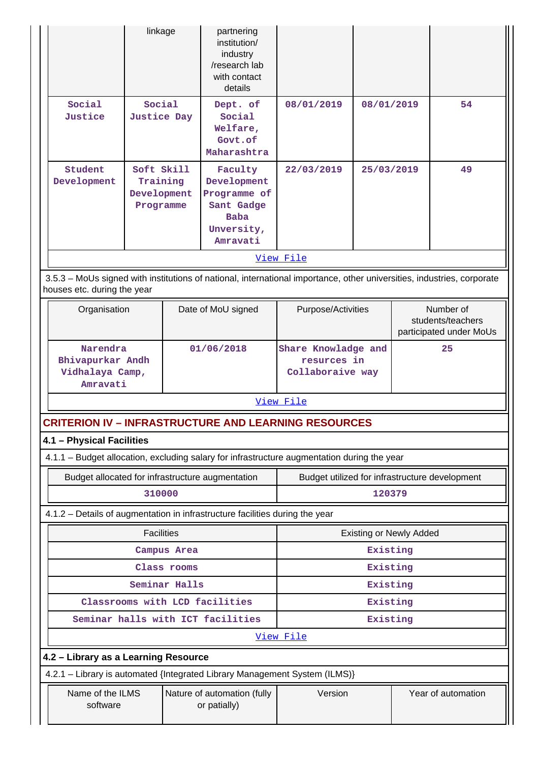| | linkage | partnering institution/ industry /research lab with contact details | | | |
|---|---|---|---|---|---|
| Social Justice | Social Justice Day | Dept. of Social Welfare, Govt.of Maharashtra | 08/01/2019 | 08/01/2019 | 54 |
| Student Development | Soft Skill Training Development Programme | Faculty Development Programme of Sant Gadge Baba Unversity, Amravati | 22/03/2019 | 25/03/2019 | 49 |

View File

3.5.3 – MoUs signed with institutions of national, international importance, other universities, industries, corporate houses etc. during the year

| Organisation | Date of MoU signed | Purpose/Activities | Number of students/teachers participated under MoUs |
|---|---|---|---|
| Narendra Bhivapurkar Andh Vidhalaya Camp, Amravati | 01/06/2018 | Share Knowladge and resurces in Collaboraive way | 25 |

View File

## CRITERION IV – INFRASTRUCTURE AND LEARNING RESOURCES

### 4.1 – Physical Facilities

4.1.1 – Budget allocation, excluding salary for infrastructure augmentation during the year

| Budget allocated for infrastructure augmentation | Budget utilized for infrastructure development |
|---|---|
| 310000 | 120379 |

4.1.2 – Details of augmentation in infrastructure facilities during the year

| Facilities | Existing or Newly Added |
|---|---|
| Campus Area | Existing |
| Class rooms | Existing |
| Seminar Halls | Existing |
| Classrooms with LCD facilities | Existing |
| Seminar halls with ICT facilities | Existing |

View File

### 4.2 – Library as a Learning Resource

4.2.1 – Library is automated {Integrated Library Management System (ILMS)}

| Name of the ILMS software | Nature of automation (fully or patially) | Version | Year of automation |
|---|---|---|---|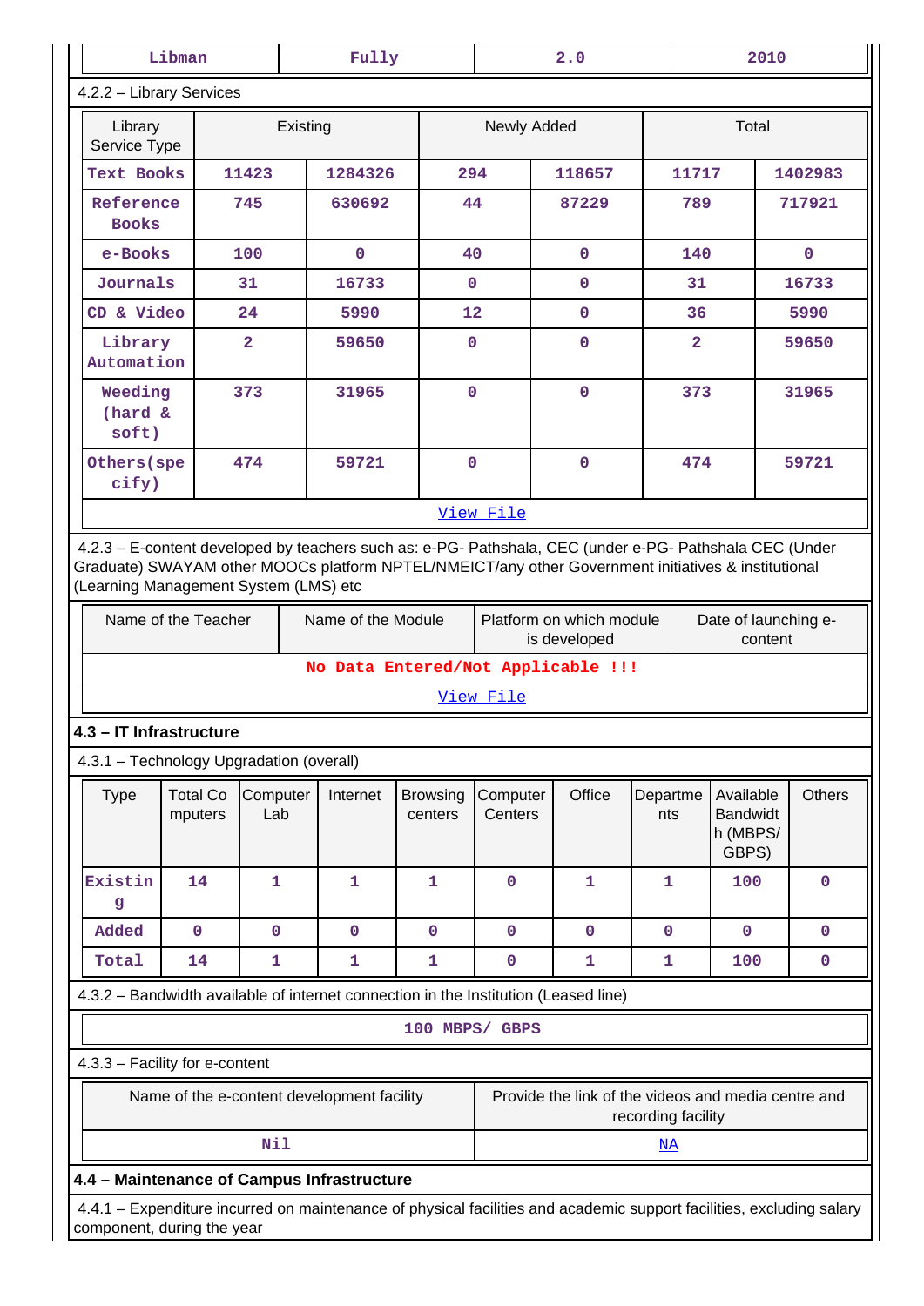| Libman | Fully | 2.0 | 2010 |
|---|---|---|---|

4.2.2 – Library Services

| Library Service Type | Existing | | Newly Added | | Total | |
|---|---|---|---|---|---|---|
| Text Books | 11423 | 1284326 | 294 | 118657 | 11717 | 1402983 |
| Reference Books | 745 | 630692 | 44 | 87229 | 789 | 717921 |
| e-Books | 100 | 0 | 40 | 0 | 140 | 0 |
| Journals | 31 | 16733 | 0 | 0 | 31 | 16733 |
| CD & Video | 24 | 5990 | 12 | 0 | 36 | 5990 |
| Library Automation | 2 | 59650 | 0 | 0 | 2 | 59650 |
| Weeding (hard & soft) | 373 | 31965 | 0 | 0 | 373 | 31965 |
| Others(specify) | 474 | 59721 | 0 | 0 | 474 | 59721 |

View File

4.2.3 – E-content developed by teachers such as: e-PG- Pathshala, CEC (under e-PG- Pathshala CEC (Under Graduate) SWAYAM other MOOCs platform NPTEL/NMEICT/any other Government initiatives & institutional (Learning Management System (LMS) etc

| Name of the Teacher | Name of the Module | Platform on which module is developed | Date of launching e-content |
|---|---|---|---|
| No Data Entered/Not Applicable !!! | | | |

View File

## 4.3 – IT Infrastructure

4.3.1 – Technology Upgradation (overall)

| Type | Total Computers | Computer Lab | Internet | Browsing centers | Computer Centers | Office | Departments | Available Bandwidth (MBPS/ GBPS) | Others |
|---|---|---|---|---|---|---|---|---|---|
| Existing | 14 | 1 | 1 | 1 | 0 | 1 | 1 | 100 | 0 |
| Added | 0 | 0 | 0 | 0 | 0 | 0 | 0 | 0 | 0 |
| Total | 14 | 1 | 1 | 1 | 0 | 1 | 1 | 100 | 0 |

4.3.2 – Bandwidth available of internet connection in the Institution (Leased line)

100 MBPS/ GBPS

4.3.3 – Facility for e-content

| Name of the e-content development facility | Provide the link of the videos and media centre and recording facility |
|---|---|
| Nil | NA |

## 4.4 – Maintenance of Campus Infrastructure

4.4.1 – Expenditure incurred on maintenance of physical facilities and academic support facilities, excluding salary component, during the year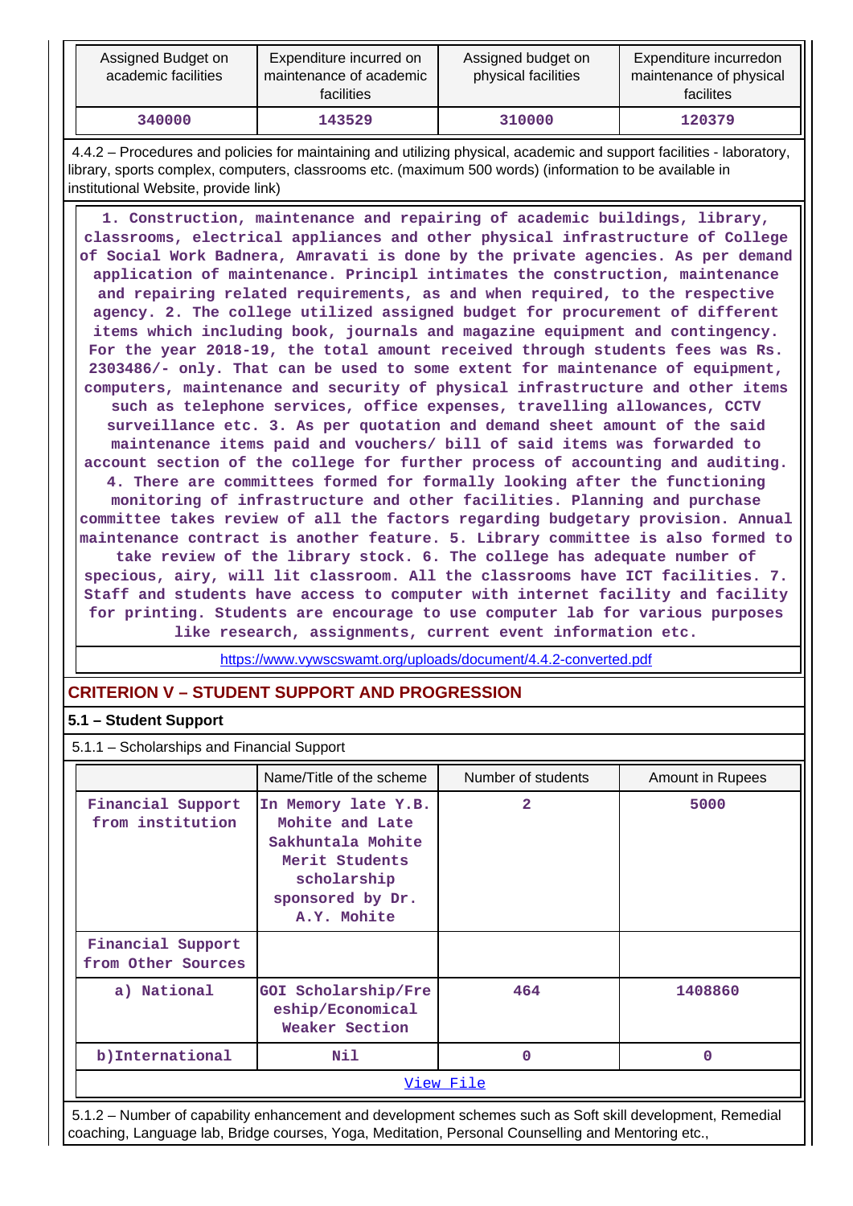| Assigned Budget on academic facilities | Expenditure incurred on maintenance of academic facilities | Assigned budget on physical facilities | Expenditure incurredon maintenance of physical facilites |
|---|---|---|---|
| 340000 | 143529 | 310000 | 120379 |

4.4.2 – Procedures and policies for maintaining and utilizing physical, academic and support facilities - laboratory, library, sports complex, computers, classrooms etc. (maximum 500 words) (information to be available in institutional Website, provide link)

1. Construction, maintenance and repairing of academic buildings, library, classrooms, electrical appliances and other physical infrastructure of College of Social Work Badnera, Amravati is done by the private agencies. As per demand application of maintenance. Principl intimates the construction, maintenance and repairing related requirements, as and when required, to the respective agency. 2. The college utilized assigned budget for procurement of different items which including book, journals and magazine equipment and contingency. For the year 2018-19, the total amount received through students fees was Rs. 2303486/- only. That can be used to some extent for maintenance of equipment, computers, maintenance and security of physical infrastructure and other items such as telephone services, office expenses, travelling allowances, CCTV surveillance etc. 3. As per quotation and demand sheet amount of the said maintenance items paid and vouchers/ bill of said items was forwarded to account section of the college for further process of accounting and auditing. 4. There are committees formed for formally looking after the functioning monitoring of infrastructure and other facilities. Planning and purchase committee takes review of all the factors regarding budgetary provision. Annual maintenance contract is another feature. 5. Library committee is also formed to take review of the library stock. 6. The college has adequate number of specious, airy, will lit classroom. All the classrooms have ICT facilities. 7. Staff and students have access to computer with internet facility and facility for printing. Students are encourage to use computer lab for various purposes like research, assignments, current event information etc.

https://www.vywscswamt.org/uploads/document/4.4.2-converted.pdf

## CRITERION V – STUDENT SUPPORT AND PROGRESSION

### 5.1 – Student Support

5.1.1 – Scholarships and Financial Support

| | Name/Title of the scheme | Number of students | Amount in Rupees |
|---|---|---|---|
| Financial Support from institution | In Memory late Y.B. Mohite and Late Sakhuntala Mohite Merit Students scholarship sponsored by Dr. A.Y. Mohite | 2 | 5000 |
| Financial Support from Other Sources | | | |
| a) National | GOI Scholarship/Freeship/Economical Weaker Section | 464 | 1408860 |
| b)International | Nil | 0 | 0 |
| View File | | | |

5.1.2 – Number of capability enhancement and development schemes such as Soft skill development, Remedial coaching, Language lab, Bridge courses, Yoga, Meditation, Personal Counselling and Mentoring etc.,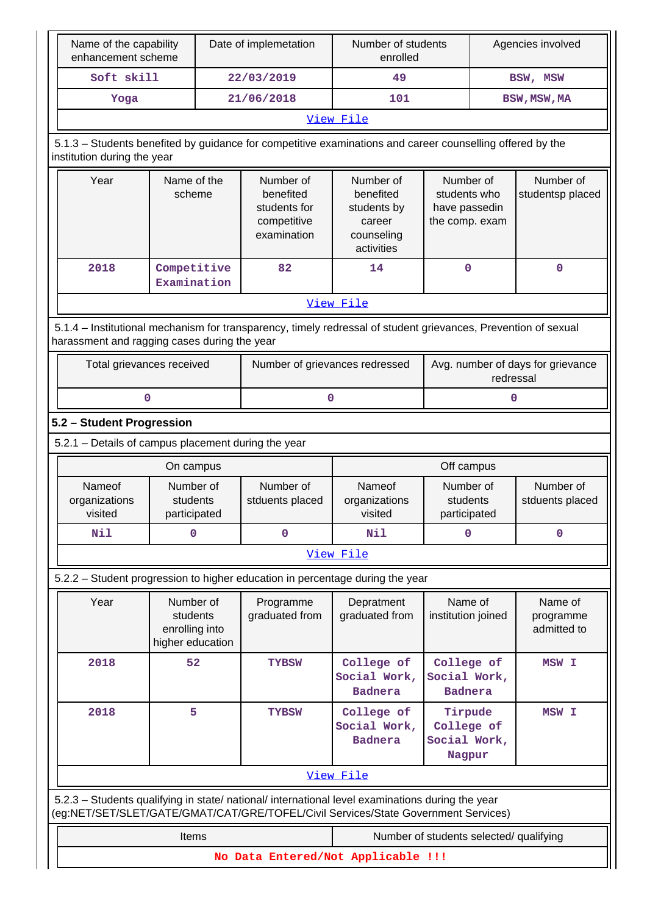| Name of the capability enhancement scheme | Date of implemetation | Number of students enrolled | Agencies involved |
|---|---|---|---|
| Soft skill | 22/03/2019 | 49 | BSW, MSW |
| Yoga | 21/06/2018 | 101 | BSW,MSW,MA |
| View File | | | |

5.1.3 – Students benefited by guidance for competitive examinations and career counselling offered by the institution during the year

| Year | Name of the scheme | Number of benefited students for competitive examination | Number of benefited students by career counseling activities | Number of students who have passedin the comp. exam | Number of studentsp placed |
|---|---|---|---|---|---|
| 2018 | Competitive Examination | 82 | 14 | 0 | 0 |
| View File | | | | | |

5.1.4 – Institutional mechanism for transparency, timely redressal of student grievances, Prevention of sexual harassment and ragging cases during the year

| Total grievances received | Number of grievances redressed | Avg. number of days for grievance redressal |
|---|---|---|
| 0 | 0 | 0 |

**5.2 – Student Progression**

5.2.1 – Details of campus placement during the year

| On campus | | | Off campus | | |
|---|---|---|---|---|---|
| Nameof organizations visited | Number of students participated | Number of stduents placed | Nameof organizations visited | Number of students participated | Number of stduents placed |
| Nil | 0 | 0 | Nil | 0 | 0 |
| View File | | | | | |

5.2.2 – Student progression to higher education in percentage during the year

| Year | Number of students enrolling into higher education | Programme graduated from | Depratment graduated from | Name of institution joined | Name of programme admitted to |
|---|---|---|---|---|---|
| 2018 | 52 | TYBSW | College of Social Work, Badnera | College of Social Work, Badnera | MSW I |
| 2018 | 5 | TYBSW | College of Social Work, Badnera | Tirpude College of Social Work, Nagpur | MSW I |
| View File | | | | | |

5.2.3 – Students qualifying in state/ national/ international level examinations during the year (eg:NET/SET/SLET/GATE/GMAT/CAT/GRE/TOFEL/Civil Services/State Government Services)

| Items | Number of students selected/ qualifying |
|---|---|
| No Data Entered/Not Applicable !!! | |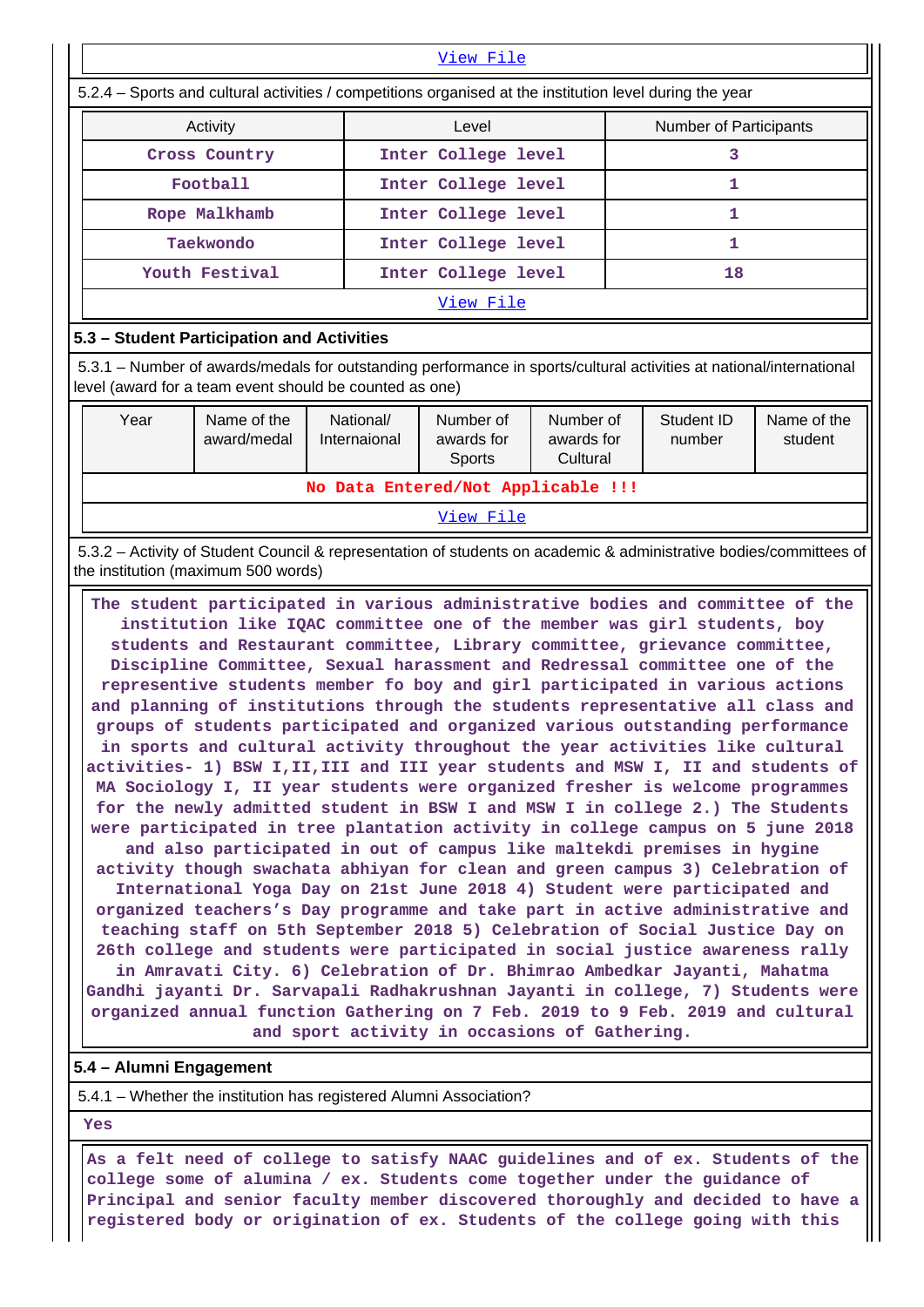View File

5.2.4 – Sports and cultural activities / competitions organised at the institution level during the year

| Activity | Level | Number of Participants |
|---|---|---|
| Cross Country | Inter College level | 3 |
| Football | Inter College level | 1 |
| Rope Malkhamb | Inter College level | 1 |
| Taekwondo | Inter College level | 1 |
| Youth Festival | Inter College level | 18 |

View File

## 5.3 – Student Participation and Activities

5.3.1 – Number of awards/medals for outstanding performance in sports/cultural activities at national/international level (award for a team event should be counted as one)

| Year | Name of the award/medal | National/ Internaional | Number of awards for Sports | Number of awards for Cultural | Student ID number | Name of the student |
|---|---|---|---|---|---|---|
| No Data Entered/Not Applicable !!! | | | | | | |

View File

5.3.2 – Activity of Student Council & representation of students on academic & administrative bodies/committees of the institution (maximum 500 words)

The student participated in various administrative bodies and committee of the institution like IQAC committee one of the member was girl students, boy students and Restaurant committee, Library committee, grievance committee, Discipline Committee, Sexual harassment and Redressal committee one of the representive students member fo boy and girl participated in various actions and planning of institutions through the students representative all class and groups of students participated and organized various outstanding performance in sports and cultural activity throughout the year activities like cultural activities- 1) BSW I,II,III and III year students and MSW I, II and students of MA Sociology I, II year students were organized fresher is welcome programmes for the newly admitted student in BSW I and MSW I in college 2.) The Students were participated in tree plantation activity in college campus on 5 june 2018 and also participated in out of campus like maltekdi premises in hygine activity though swachata abhiyan for clean and green campus 3) Celebration of International Yoga Day on 21st June 2018 4) Student were participated and organized teachers's Day programme and take part in active administrative and teaching staff on 5th September 2018 5) Celebration of Social Justice Day on 26th college and students were participated in social justice awareness rally in Amravati City. 6) Celebration of Dr. Bhimrao Ambedkar Jayanti, Mahatma Gandhi jayanti Dr. Sarvapali Radhakrushnan Jayanti in college, 7) Students were organized annual function Gathering on 7 Feb. 2019 to 9 Feb. 2019 and cultural and sport activity in occasions of Gathering.

## 5.4 – Alumni Engagement

5.4.1 – Whether the institution has registered Alumni Association?

Yes

As a felt need of college to satisfy NAAC guidelines and of ex. Students of the college some of alumina / ex. Students come together under the guidance of Principal and senior faculty member discovered thoroughly and decided to have a registered body or origination of ex. Students of the college going with this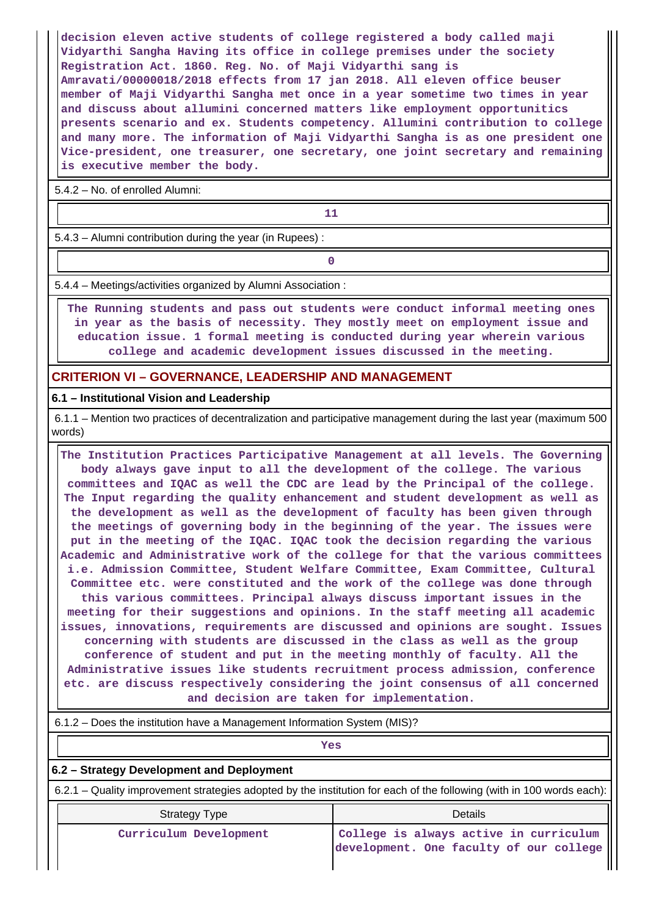decision eleven active students of college registered a body called maji Vidyarthi Sangha Having its office in college premises under the society Registration Act. 1860. Reg. No. of Maji Vidyarthi sang is Amravati/00000018/2018 effects from 17 jan 2018. All eleven office beuser member of Maji Vidyarthi Sangha met once in a year sometime two times in year and discuss about allumini concerned matters like employment opportunitics presents scenario and ex. Students competency. Allumini contribution to college and many more. The information of Maji Vidyarthi Sangha is as one president one Vice-president, one treasurer, one secretary, one joint secretary and remaining is executive member the body.

5.4.2 – No. of enrolled Alumni:

11

5.4.3 – Alumni contribution during the year (in Rupees) :

0

5.4.4 – Meetings/activities organized by Alumni Association :

The Running students and pass out students were conduct informal meeting ones in year as the basis of necessity. They mostly meet on employment issue and education issue. 1 formal meeting is conducted during year wherein various college and academic development issues discussed in the meeting.

## CRITERION VI – GOVERNANCE, LEADERSHIP AND MANAGEMENT

### 6.1 – Institutional Vision and Leadership

6.1.1 – Mention two practices of decentralization and participative management during the last year (maximum 500 words)

The Institution Practices Participative Management at all levels. The Governing body always gave input to all the development of the college. The various committees and IQAC as well the CDC are lead by the Principal of the college. The Input regarding the quality enhancement and student development as well as the development as well as the development of faculty has been given through the meetings of governing body in the beginning of the year. The issues were put in the meeting of the IQAC. IQAC took the decision regarding the various Academic and Administrative work of the college for that the various committees i.e. Admission Committee, Student Welfare Committee, Exam Committee, Cultural Committee etc. were constituted and the work of the college was done through this various committees. Principal always discuss important issues in the meeting for their suggestions and opinions. In the staff meeting all academic issues, innovations, requirements are discussed and opinions are sought. Issues concerning with students are discussed in the class as well as the group conference of student and put in the meeting monthly of faculty. All the Administrative issues like students recruitment process admission, conference etc. are discuss respectively considering the joint consensus of all concerned and decision are taken for implementation.

6.1.2 – Does the institution have a Management Information System (MIS)?

Yes

### 6.2 – Strategy Development and Deployment

6.2.1 – Quality improvement strategies adopted by the institution for each of the following (with in 100 words each):

| Strategy Type | Details |
|---|---|
| Curriculum Development | College is always active in curriculum development. One faculty of our college |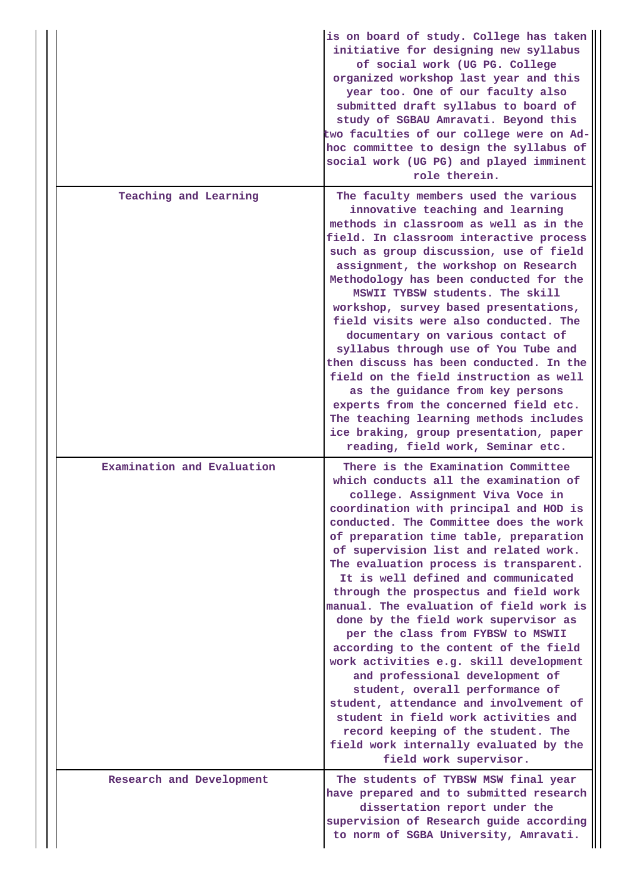| | |
|---|---|
| | is on board of study. College has taken initiative for designing new syllabus of social work (UG PG. College organized workshop last year and this year too. One of our faculty also submitted draft syllabus to board of study of SGBAU Amravati. Beyond this two faculties of our college were on Ad-hoc committee to design the syllabus of social work (UG PG) and played imminent role therein. |
| Teaching and Learning | The faculty members used the various innovative teaching and learning methods in classroom as well as in the field. In classroom interactive process such as group discussion, use of field assignment, the workshop on Research Methodology has been conducted for the MSWII TYBSW students. The skill workshop, survey based presentations, field visits were also conducted. The documentary on various contact of syllabus through use of You Tube and then discuss has been conducted. In the field on the field instruction as well as the guidance from key persons experts from the concerned field etc. The teaching learning methods includes ice braking, group presentation, paper reading, field work, Seminar etc. |
| Examination and Evaluation | There is the Examination Committee which conducts all the examination of college. Assignment Viva Voce in coordination with principal and HOD is conducted. The Committee does the work of preparation time table, preparation of supervision list and related work. The evaluation process is transparent. It is well defined and communicated through the prospectus and field work manual. The evaluation of field work is done by the field work supervisor as per the class from FYBSW to MSWII according to the content of the field work activities e.g. skill development and professional development of student, overall performance of student, attendance and involvement of student in field work activities and record keeping of the student. The field work internally evaluated by the field work supervisor. |
| Research and Development | The students of TYBSW MSW final year have prepared and to submitted research dissertation report under the supervision of Research guide according to norm of SGBA University, Amravati. |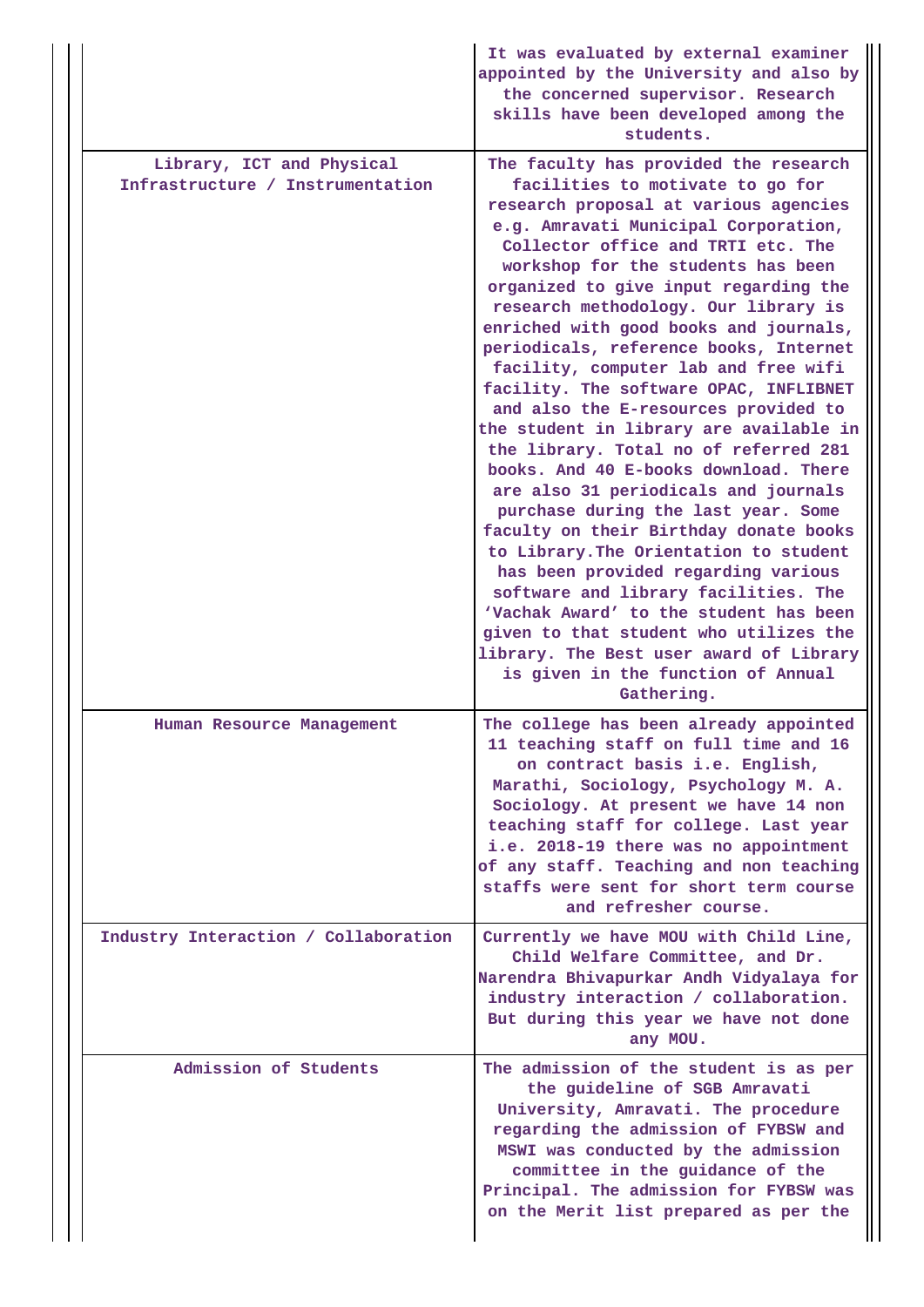|  |  |
|---|---|
|  | It was evaluated by external examiner appointed by the University and also by the concerned supervisor. Research skills have been developed among the students. |
| Library, ICT and Physical Infrastructure / Instrumentation | The faculty has provided the research facilities to motivate to go for research proposal at various agencies e.g. Amravati Municipal Corporation, Collector office and TRTI etc. The workshop for the students has been organized to give input regarding the research methodology. Our library is enriched with good books and journals, periodicals, reference books, Internet facility, computer lab and free wifi facility. The software OPAC, INFLIBNET and also the E-resources provided to the student in library are available in the library. Total no of referred 281 books. And 40 E-books download. There are also 31 periodicals and journals purchase during the last year. Some faculty on their Birthday donate books to Library.The Orientation to student has been provided regarding various software and library facilities. The 'Vachak Award' to the student has been given to that student who utilizes the library. The Best user award of Library is given in the function of Annual Gathering. |
| Human Resource Management | The college has been already appointed 11 teaching staff on full time and 16 on contract basis i.e. English, Marathi, Sociology, Psychology M. A. Sociology. At present we have 14 non teaching staff for college. Last year i.e. 2018-19 there was no appointment of any staff. Teaching and non teaching staffs were sent for short term course and refresher course. |
| Industry Interaction / Collaboration | Currently we have MOU with Child Line, Child Welfare Committee, and Dr. Narendra Bhivapurkar Andh Vidyalaya for industry interaction / collaboration. But during this year we have not done any MOU. |
| Admission of Students | The admission of the student is as per the guideline of SGB Amravati University, Amravati. The procedure regarding the admission of FYBSW and MSWI was conducted by the admission committee in the guidance of the Principal. The admission for FYBSW was on the Merit list prepared as per the |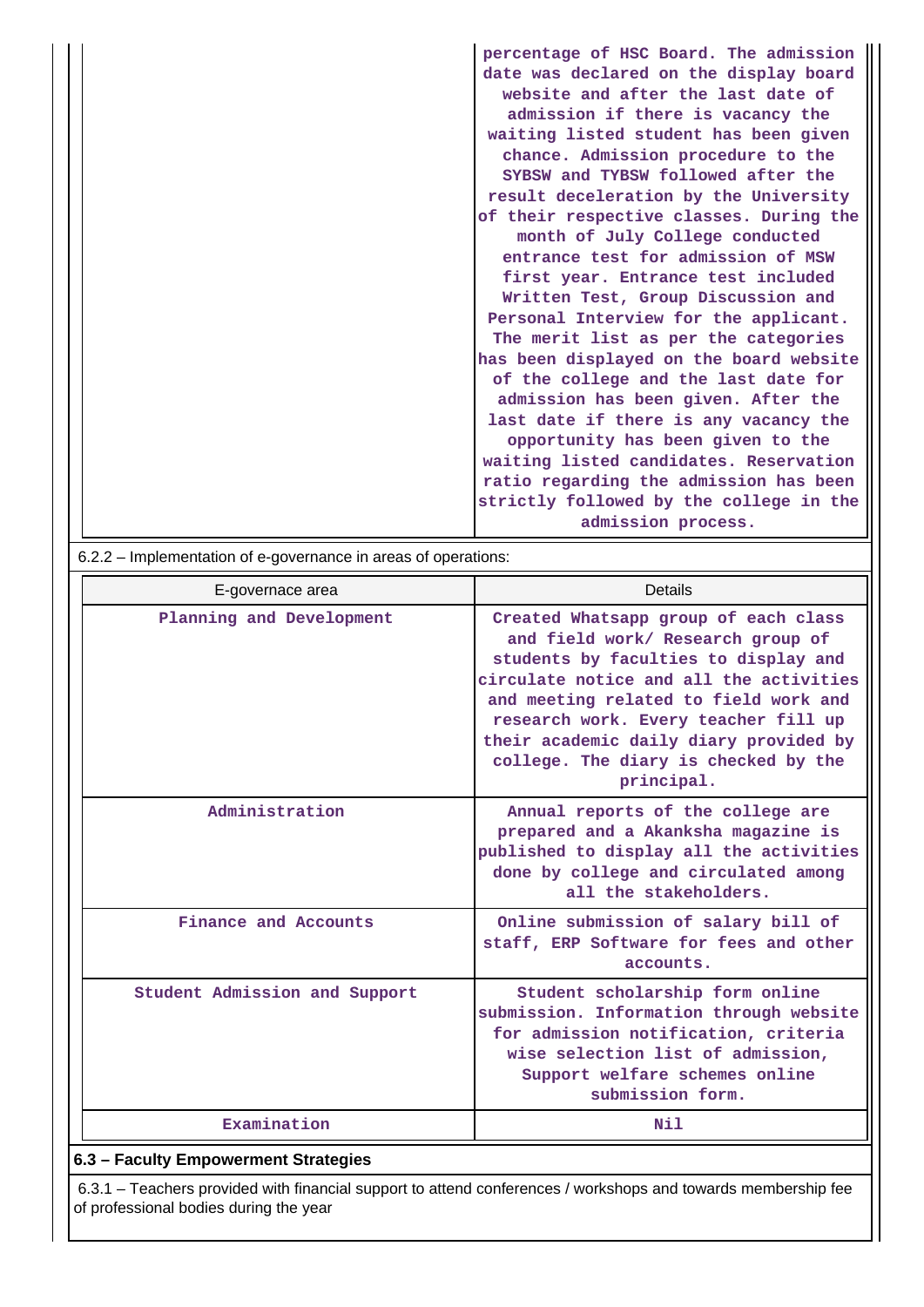| | |
|---|---|
| | percentage of HSC Board. The admission date was declared on the display board website and after the last date of admission if there is vacancy the waiting listed student has been given chance. Admission procedure to the SYBSW and TYBSW followed after the result deceleration by the University of their respective classes. During the month of July College conducted entrance test for admission of MSW first year. Entrance test included Written Test, Group Discussion and Personal Interview for the applicant. The merit list as per the categories has been displayed on the board website of the college and the last date for admission has been given. After the last date if there is any vacancy the opportunity has been given to the waiting listed candidates. Reservation ratio regarding the admission has been strictly followed by the college in the admission process. |

6.2.2 – Implementation of e-governance in areas of operations:

| E-governace area | Details |
|---|---|
| Planning and Development | Created Whatsapp group of each class and field work/ Research group of students by faculties to display and circulate notice and all the activities and meeting related to field work and research work. Every teacher fill up their academic daily diary provided by college. The diary is checked by the principal. |
| Administration | Annual reports of the college are prepared and a Akanksha magazine is published to display all the activities done by college and circulated among all the stakeholders. |
| Finance and Accounts | Online submission of salary bill of staff, ERP Software for fees and other accounts. |
| Student Admission and Support | Student scholarship form online submission. Information through website for admission notification, criteria wise selection list of admission, Support welfare schemes online submission form. |
| Examination | Nil |

**6.3 – Faculty Empowerment Strategies**

6.3.1 – Teachers provided with financial support to attend conferences / workshops and towards membership fee of professional bodies during the year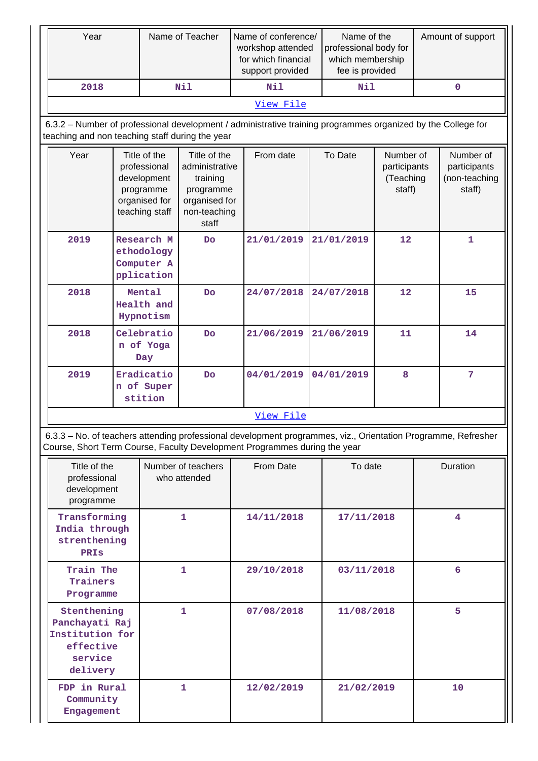| Year | Name of Teacher | Name of conference/ workshop attended for which financial support provided | Name of the professional body for which membership fee is provided | Amount of support |
|---|---|---|---|---|
| 2018 | Nil | Nil | Nil | 0 |

View File

6.3.2 – Number of professional development / administrative training programmes organized by the College for teaching and non teaching staff during the year

| Year | Title of the professional development programme organised for teaching staff | Title of the administrative training programme organised for non-teaching staff | From date | To Date | Number of participants (Teaching staff) | Number of participants (non-teaching staff) |
|---|---|---|---|---|---|---|
| 2019 | Research Methodology Computer Application | Do | 21/01/2019 | 21/01/2019 | 12 | 1 |
| 2018 | Mental Health and Hypnotism | Do | 24/07/2018 | 24/07/2018 | 12 | 15 |
| 2018 | Celebration of Yoga Day | Do | 21/06/2019 | 21/06/2019 | 11 | 14 |
| 2019 | Eradication of Superstition | Do | 04/01/2019 | 04/01/2019 | 8 | 7 |

View File

6.3.3 – No. of teachers attending professional development programmes, viz., Orientation Programme, Refresher Course, Short Term Course, Faculty Development Programmes during the year

| Title of the professional development programme | Number of teachers who attended | From Date | To date | Duration |
|---|---|---|---|---|
| Transforming India through strenthening PRIs | 1 | 14/11/2018 | 17/11/2018 | 4 |
| Train The Trainers Programme | 1 | 29/10/2018 | 03/11/2018 | 6 |
| Stenthening Panchayati Raj Institution for effective service delivery | 1 | 07/08/2018 | 11/08/2018 | 5 |
| FDP in Rural Community Engagement | 1 | 12/02/2019 | 21/02/2019 | 10 |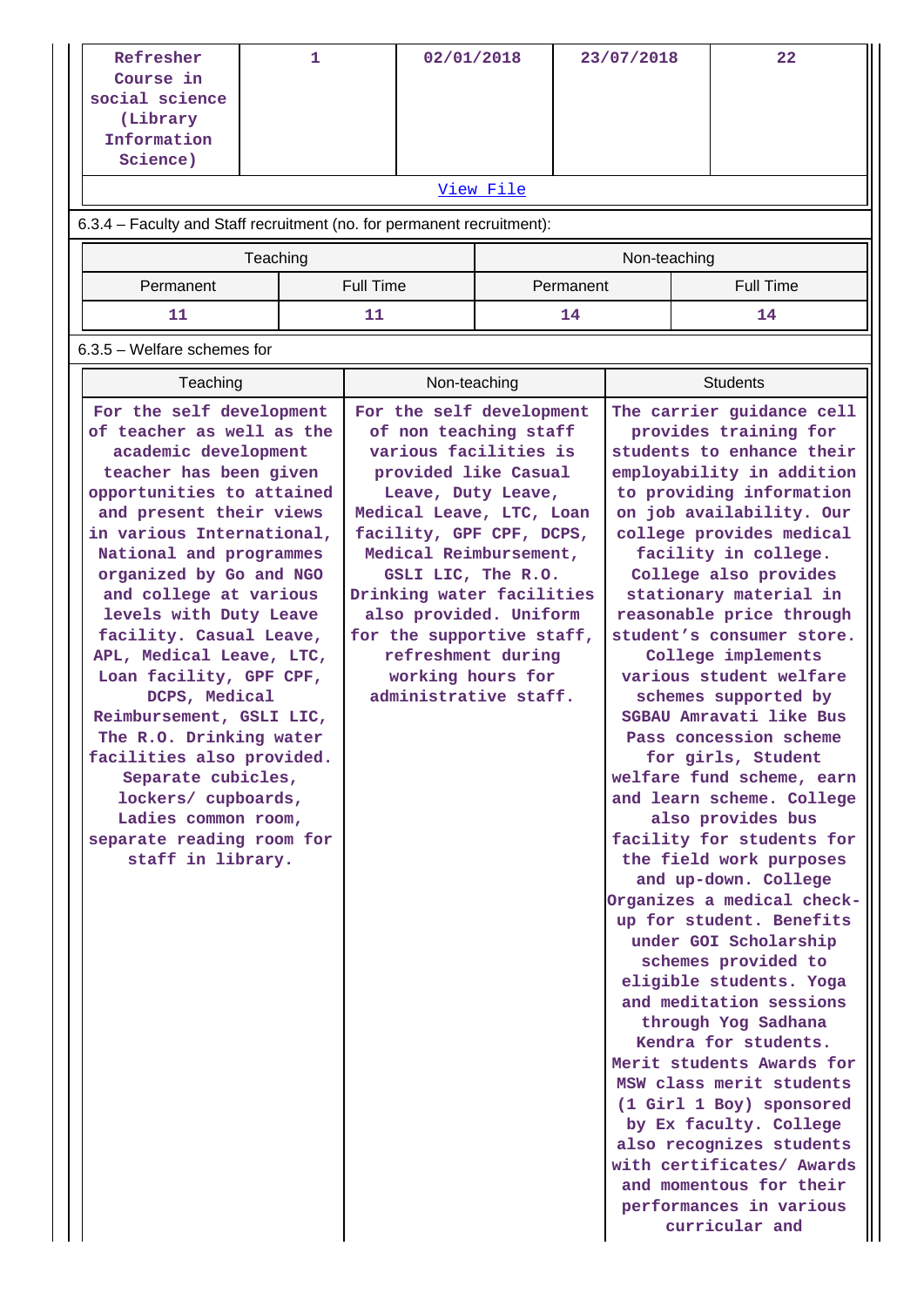| Refresher Course in social science (Library Information Science) | 1 | 02/01/2018 | 23/07/2018 | 22 |
|---|---|---|---|---|
| View File | | | | |

6.3.4 – Faculty and Staff recruitment (no. for permanent recruitment):

| Teaching | | Non-teaching | |
|---|---|---|---|
| Permanent | Full Time | Permanent | Full Time |
| 11 | 11 | 14 | 14 |

6.3.5 – Welfare schemes for

| Teaching | Non-teaching | Students |
|---|---|---|
| For the self development of teacher as well as the academic development teacher has been given opportunities to attained and present their views in various International, National and programmes organized by Go and NGO and college at various levels with Duty Leave facility. Casual Leave, APL, Medical Leave, LTC, Loan facility, GPF CPF, DCPS, Medical Reimbursement, GSLI LIC, The R.O. Drinking water facilities also provided. Separate cubicles, lockers/ cupboards, Ladies common room, separate reading room for staff in library. | For the self development of non teaching staff various facilities is provided like Casual Leave, Duty Leave, Medical Leave, LTC, Loan facility, GPF CPF, DCPS, Medical Reimbursement, GSLI LIC, The R.O. Drinking water facilities also provided. Uniform for the supportive staff, refreshment during working hours for administrative staff. | The carrier guidance cell provides training for students to enhance their employability in addition to providing information on job availability. Our college provides medical facility in college. College also provides stationary material in reasonable price through student's consumer store. College implements various student welfare schemes supported by SGBAU Amravati like Bus Pass concession scheme for girls, Student welfare fund scheme, earn and learn scheme. College also provides bus facility for students for the field work purposes and up-down. College Organizes a medical check-up for student. Benefits under GOI Scholarship schemes provided to eligible students. Yoga and meditation sessions through Yog Sadhana Kendra for students. Merit students Awards for MSW class merit students (1 Girl 1 Boy) sponsored by Ex faculty. College also recognizes students with certificates/ Awards and momentous for their performances in various curricular and |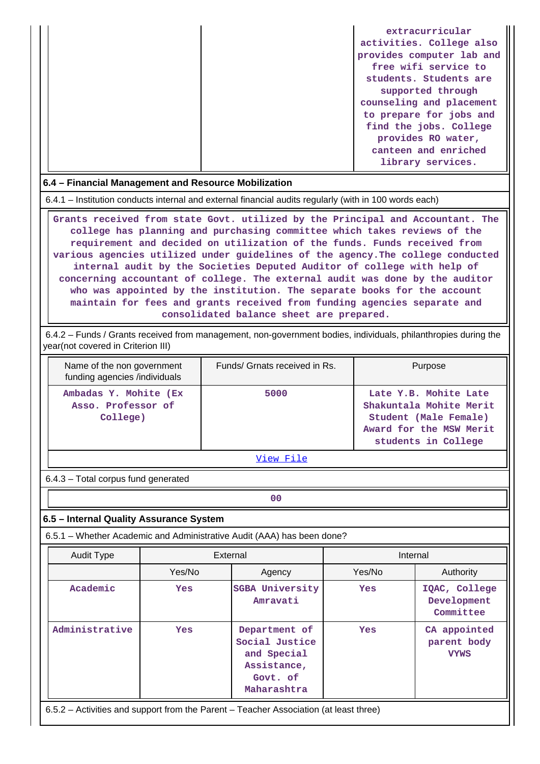| | | extracurricular activities. College also provides computer lab and free wifi service to students. Students are supported through counseling and placement to prepare for jobs and find the jobs. College provides RO water, canteen and enriched library services. |
|---|---|---|

### 6.4 – Financial Management and Resource Mobilization

6.4.1 – Institution conducts internal and external financial audits regularly (with in 100 words each)

Grants received from state Govt. utilized by the Principal and Accountant. The college has planning and purchasing committee which takes reviews of the requirement and decided on utilization of the funds. Funds received from various agencies utilized under guidelines of the agency.The college conducted internal audit by the Societies Deputed Auditor of college with help of concerning accountant of college. The external audit was done by the auditor who was appointed by the institution. The separate books for the account maintain for fees and grants received from funding agencies separate and consolidated balance sheet are prepared.

6.4.2 – Funds / Grants received from management, non-government bodies, individuals, philanthropies during the year(not covered in Criterion III)

| Name of the non government funding agencies /individuals | Funds/ Grnats received in Rs. | Purpose |
|---|---|---|
| Ambadas Y. Mohite (Ex Asso. Professor of College) | 5000 | Late Y.B. Mohite Late Shakuntala Mohite Merit Student (Male Female) Award for the MSW Merit students in College |

View File

6.4.3 – Total corpus fund generated

00

### 6.5 – Internal Quality Assurance System

6.5.1 – Whether Academic and Administrative Audit (AAA) has been done?

| Audit Type | External | | Internal | |
|---|---|---|---|---|
| | Yes/No | Agency | Yes/No | Authority |
| Academic | Yes | SGBA University Amravati | Yes | IQAC, College Development Committee |
| Administrative | Yes | Department of Social Justice and Special Assistance, Govt. of Maharashtra | Yes | CA appointed parent body VYWS |

6.5.2 – Activities and support from the Parent – Teacher Association (at least three)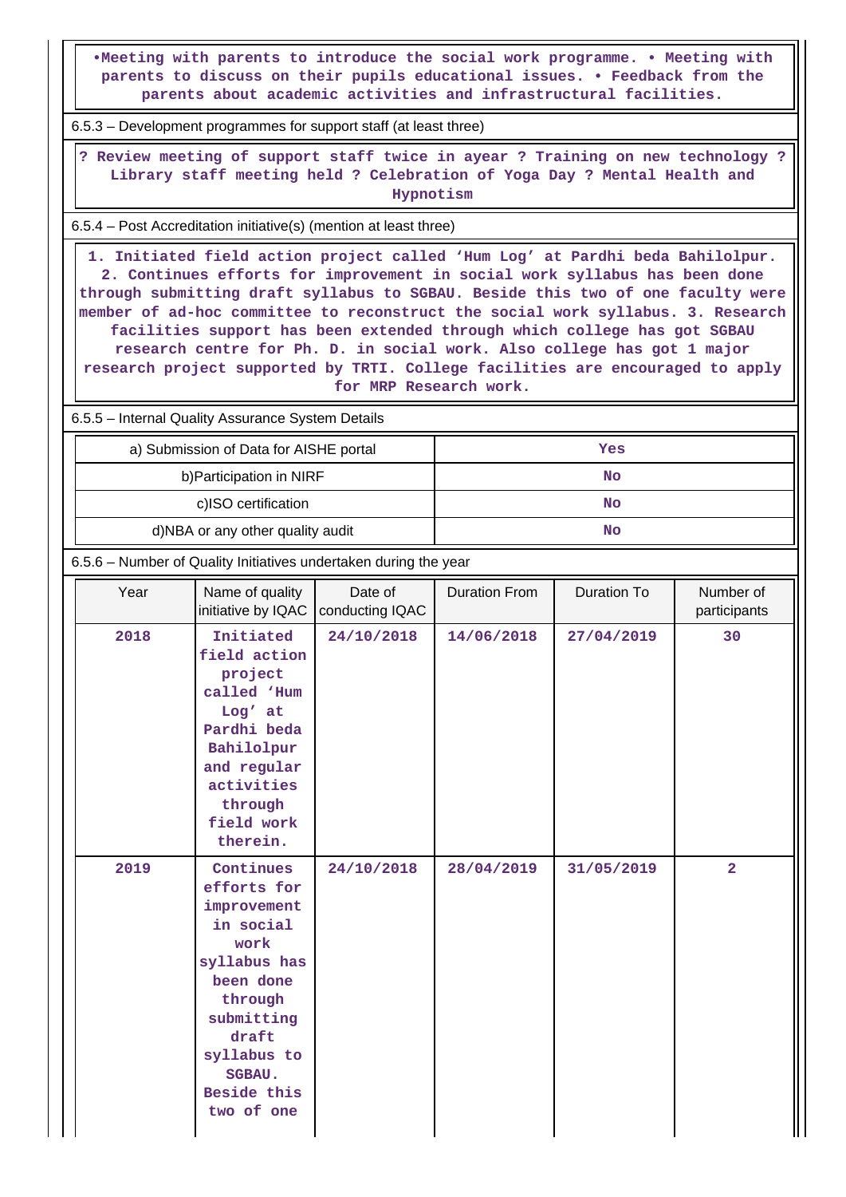| •Meeting with parents to introduce the social work programme. • Meeting with parents to discuss on their pupils educational issues. • Feedback from the parents about academic activities and infrastructural facilities. |
|---|

6.5.3 – Development programmes for support staff (at least three)

| ? Review meeting of support staff twice in ayear ? Training on new technology ? Library staff meeting held ? Celebration of Yoga Day ? Mental Health and Hypnotism |
|---|

6.5.4 – Post Accreditation initiative(s) (mention at least three)

| 1. Initiated field action project called 'Hum Log' at Pardhi beda Bahilolpur. 2. Continues efforts for improvement in social work syllabus has been done through submitting draft syllabus to SGBAU. Beside this two of one faculty were member of ad-hoc committee to reconstruct the social work syllabus. 3. Research facilities support has been extended through which college has got SGBAU research centre for Ph. D. in social work. Also college has got 1 major research project supported by TRTI. College facilities are encouraged to apply for MRP Research work. |
|---|

6.5.5 – Internal Quality Assurance System Details

| | |
|---|---|
| a) Submission of Data for AISHE portal | Yes |
| b)Participation in NIRF | No |
| c)ISO certification | No |
| d)NBA or any other quality audit | No |

6.5.6 – Number of Quality Initiatives undertaken during the year

| Year | Name of quality initiative by IQAC | Date of conducting IQAC | Duration From | Duration To | Number of participants |
|---|---|---|---|---|---|
| 2018 | Initiated field action project called 'Hum Log' at Pardhi beda Bahilolpur and regular activities through field work therein. | 24/10/2018 | 14/06/2018 | 27/04/2019 | 30 |
| 2019 | Continues efforts for improvement in social work syllabus has been done through submitting draft syllabus to SGBAU. Beside this two of one | 24/10/2018 | 28/04/2019 | 31/05/2019 | 2 |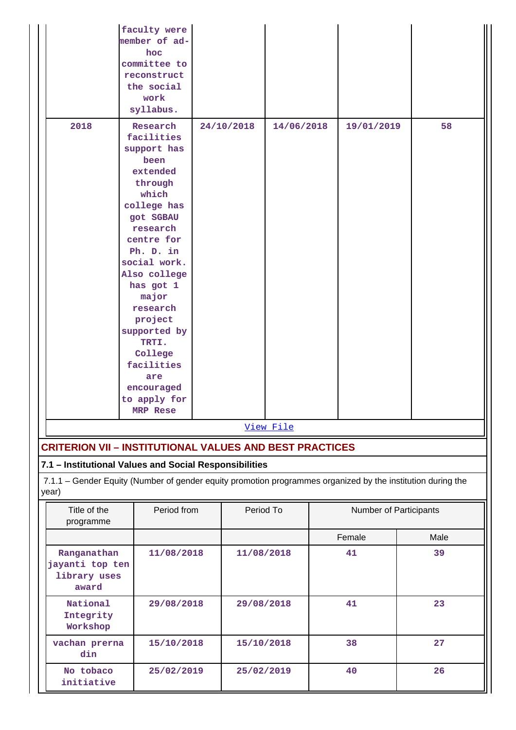| | | | | | |
|---|---|---|---|---|---|
| | faculty were member of ad-hoc committee to reconstruct the social work syllabus. | | | | |
| 2018 | Research facilities support has been extended through which college has got SGBAU research centre for Ph. D. in social work. Also college has got 1 major research project supported by TRTI. College facilities are encouraged to apply for MRP Rese | 24/10/2018 | 14/06/2018 | 19/01/2019 | 58 |

[View File]

## CRITERION VII – INSTITUTIONAL VALUES AND BEST PRACTICES

### 7.1 – Institutional Values and Social Responsibilities

7.1.1 – Gender Equity (Number of gender equity promotion programmes organized by the institution during the year)

| Title of the programme | Period from | Period To | Number of Participants | |
|---|---|---|---|---|
| | | | Female | Male |
| Ranganathan jayanti top ten library uses award | 11/08/2018 | 11/08/2018 | 41 | 39 |
| National Integrity Workshop | 29/08/2018 | 29/08/2018 | 41 | 23 |
| vachan prerna din | 15/10/2018 | 15/10/2018 | 38 | 27 |
| No tobaco initiative | 25/02/2019 | 25/02/2019 | 40 | 26 |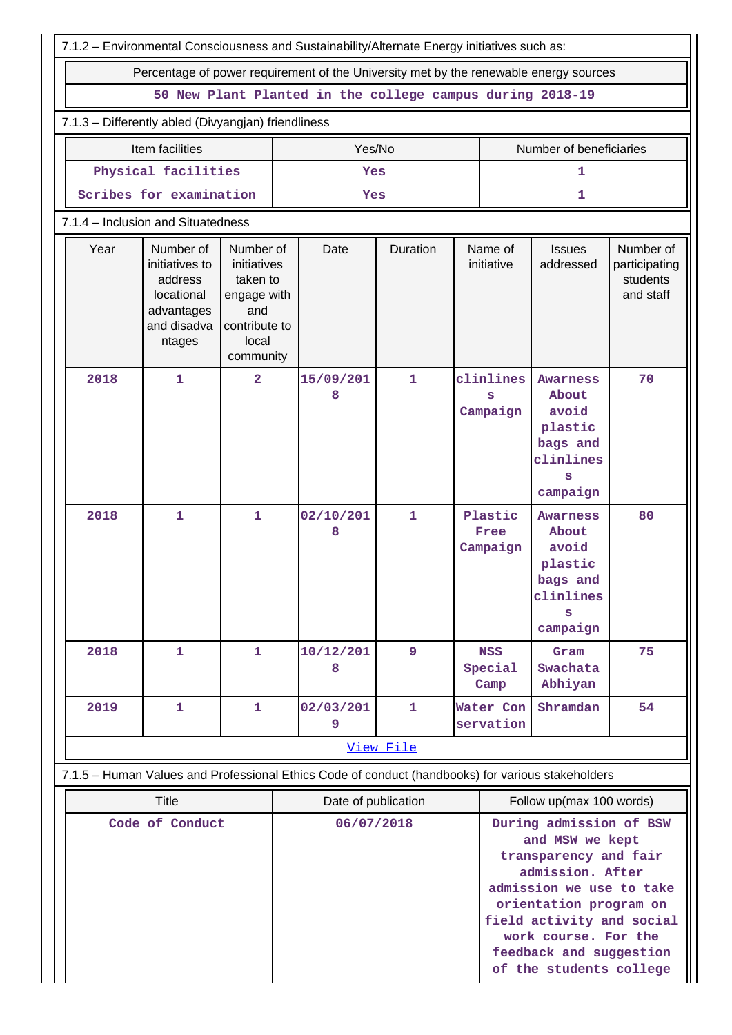7.1.2 – Environmental Consciousness and Sustainability/Alternate Energy initiatives such as:

| Percentage of power requirement of the University met by the renewable energy sources |
|---|
| 50 New Plant Planted in the college campus during 2018-19 |

7.1.3 – Differently abled (Divyangjan) friendliness

| Item facilities | Yes/No | Number of beneficiaries |
|---|---|---|
| Physical facilities | Yes | 1 |
| Scribes for examination | Yes | 1 |

7.1.4 – Inclusion and Situatedness

| Year | Number of initiatives to address locational advantages and disadvantages | Number of initiatives taken to engage with and contribute to local community | Date | Duration | Name of initiative | Issues addressed | Number of participating students and staff |
|---|---|---|---|---|---|---|---|
| 2018 | 1 | 2 | 15/09/2018 | 1 | clinliness Campaign | Awarness About avoid plastic bags and clinliness campaign | 70 |
| 2018 | 1 | 1 | 02/10/2018 | 1 | Plastic Free Campaign | Awarness About avoid plastic bags and clinliness campaign | 80 |
| 2018 | 1 | 1 | 10/12/2018 | 9 | NSS Special Camp | Gram Swachata Abhiyan | 75 |
| 2019 | 1 | 1 | 02/03/2019 | 1 | Water Conservation | Shramdan | 54 |

[View File]

7.1.5 – Human Values and Professional Ethics Code of conduct (handbooks) for various stakeholders

| Title | Date of publication | Follow up(max 100 words) |
|---|---|---|
| Code of Conduct | 06/07/2018 | During admission of BSW and MSW we kept transparency and fair admission. After admission we use to take orientation program on field activity and social work course. For the feedback and suggestion of the students college |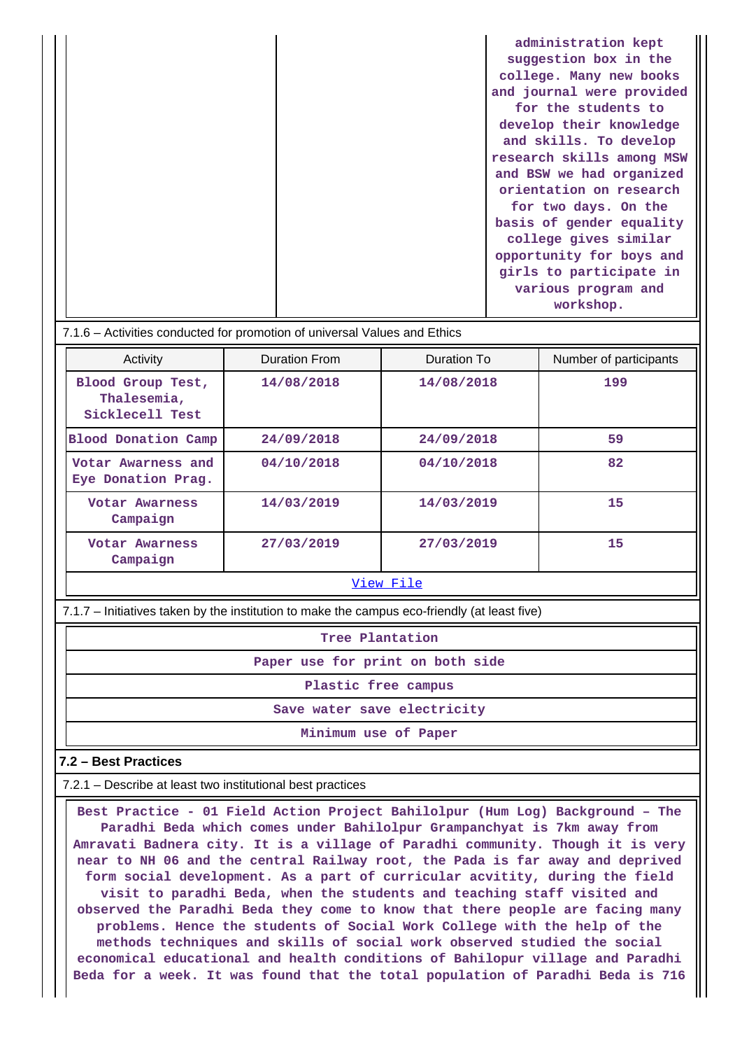| | | administration kept suggestion box in the college. Many new books and journal were provided for the students to develop their knowledge and skills. To develop research skills among MSW and BSW we had organized orientation on research for two days. On the basis of gender equality college gives similar opportunity for boys and girls to participate in various program and workshop. |
|---|---|---|

7.1.6 – Activities conducted for promotion of universal Values and Ethics

| Activity | Duration From | Duration To | Number of participants |
|---|---|---|---|
| Blood Group Test, Thalesemia, Sicklecell Test | 14/08/2018 | 14/08/2018 | 199 |
| Blood Donation Camp | 24/09/2018 | 24/09/2018 | 59 |
| Votar Awarness and Eye Donation Prag. | 04/10/2018 | 04/10/2018 | 82 |
| Votar Awarness Campaign | 14/03/2019 | 14/03/2019 | 15 |
| Votar Awarness Campaign | 27/03/2019 | 27/03/2019 | 15 |

View File

7.1.7 – Initiatives taken by the institution to make the campus eco-friendly (at least five)

| Tree Plantation |
|---|
| Paper use for print on both side |
| Plastic free campus |
| Save water save electricity |
| Minimum use of Paper |

**7.2 – Best Practices**

7.2.1 – Describe at least two institutional best practices

Best Practice - 01 Field Action Project Bahilolpur (Hum Log) Background – The Paradhi Beda which comes under Bahilolpur Grampanchyat is 7km away from Amravati Badnera city. It is a village of Paradhi community. Though it is very near to NH 06 and the central Railway root, the Pada is far away and deprived form social development. As a part of curricular acvitity, during the field visit to paradhi Beda, when the students and teaching staff visited and observed the Paradhi Beda they come to know that there people are facing many problems. Hence the students of Social Work College with the help of the methods techniques and skills of social work observed studied the social economical educational and health conditions of Bahilopur village and Paradhi Beda for a week. It was found that the total population of Paradhi Beda is 716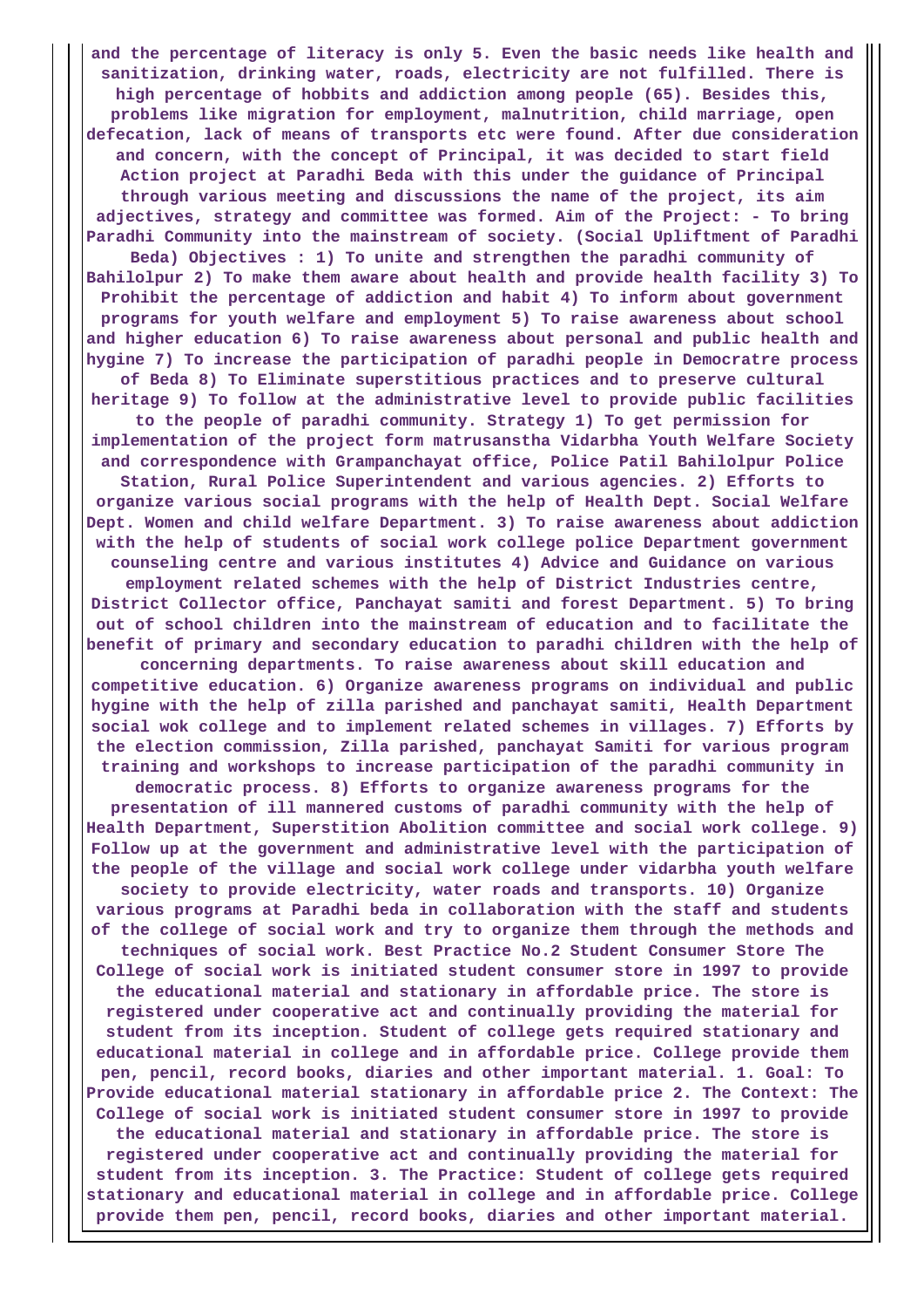**and the percentage of literacy is only 5. Even the basic needs like health and sanitization, drinking water, roads, electricity are not fulfilled. There is high percentage of hobbits and addiction among people (65). Besides this, problems like migration for employment, malnutrition, child marriage, open defecation, lack of means of transports etc were found. After due consideration and concern, with the concept of Principal, it was decided to start field Action project at Paradhi Beda with this under the guidance of Principal through various meeting and discussions the name of the project, its aim adjectives, strategy and committee was formed. Aim of the Project: - To bring Paradhi Community into the mainstream of society. (Social Upliftment of Paradhi Beda) Objectives : 1) To unite and strengthen the paradhi community of Bahilolpur 2) To make them aware about health and provide health facility 3) To Prohibit the percentage of addiction and habit 4) To inform about government programs for youth welfare and employment 5) To raise awareness about school and higher education 6) To raise awareness about personal and public health and hygine 7) To increase the participation of paradhi people in Democratre process of Beda 8) To Eliminate superstitious practices and to preserve cultural heritage 9) To follow at the administrative level to provide public facilities to the people of paradhi community. Strategy 1) To get permission for implementation of the project form matrusanstha Vidarbha Youth Welfare Society and correspondence with Grampanchayat office, Police Patil Bahilolpur Police Station, Rural Police Superintendent and various agencies. 2) Efforts to organize various social programs with the help of Health Dept. Social Welfare Dept. Women and child welfare Department. 3) To raise awareness about addiction with the help of students of social work college police Department government counseling centre and various institutes 4) Advice and Guidance on various employment related schemes with the help of District Industries centre, District Collector office, Panchayat samiti and forest Department. 5) To bring out of school children into the mainstream of education and to facilitate the benefit of primary and secondary education to paradhi children with the help of concerning departments. To raise awareness about skill education and competitive education. 6) Organize awareness programs on individual and public hygine with the help of zilla parished and panchayat samiti, Health Department social wok college and to implement related schemes in villages. 7) Efforts by the election commission, Zilla parished, panchayat Samiti for various program training and workshops to increase participation of the paradhi community in democratic process. 8) Efforts to organize awareness programs for the presentation of ill mannered customs of paradhi community with the help of Health Department, Superstition Abolition committee and social work college. 9) Follow up at the government and administrative level with the participation of the people of the village and social work college under vidarbha youth welfare society to provide electricity, water roads and transports. 10) Organize various programs at Paradhi beda in collaboration with the staff and students of the college of social work and try to organize them through the methods and techniques of social work. Best Practice No.2 Student Consumer Store The College of social work is initiated student consumer store in 1997 to provide the educational material and stationary in affordable price. The store is registered under cooperative act and continually providing the material for student from its inception. Student of college gets required stationary and educational material in college and in affordable price. College provide them pen, pencil, record books, diaries and other important material. 1. Goal: To Provide educational material stationary in affordable price 2. The Context: The College of social work is initiated student consumer store in 1997 to provide the educational material and stationary in affordable price. The store is registered under cooperative act and continually providing the material for student from its inception. 3. The Practice: Student of college gets required stationary and educational material in college and in affordable price. College provide them pen, pencil, record books, diaries and other important material.**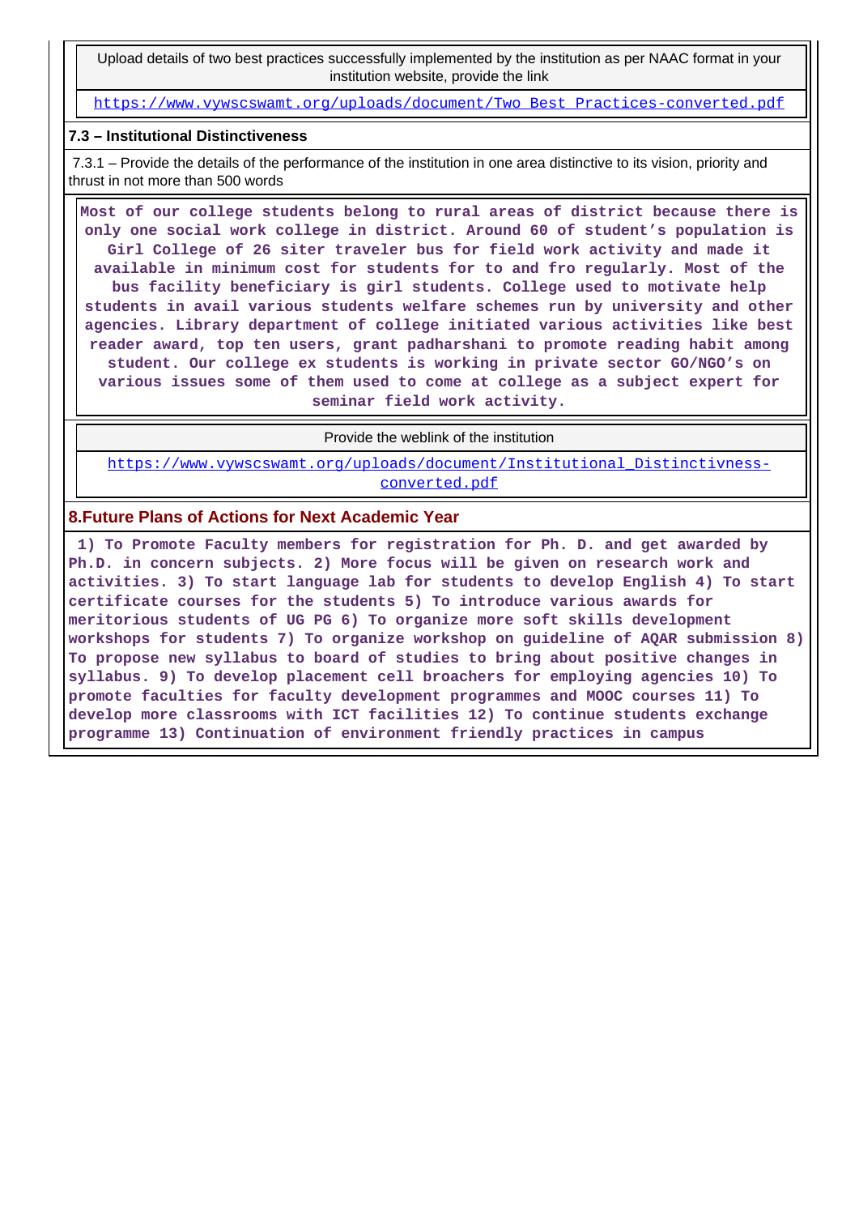Upload details of two best practices successfully implemented by the institution as per NAAC format in your institution website, provide the link

https://www.vywscswamt.org/uploads/document/Two_Best_Practices-converted.pdf

**7.3 – Institutional Distinctiveness**

7.3.1 – Provide the details of the performance of the institution in one area distinctive to its vision, priority and thrust in not more than 500 words

**Most of our college students belong to rural areas of district because there is only one social work college in district. Around 60 of student's population is Girl College of 26 siter traveler bus for field work activity and made it available in minimum cost for students for to and fro regularly. Most of the bus facility beneficiary is girl students. College used to motivate help students in avail various students welfare schemes run by university and other agencies. Library department of college initiated various activities like best reader award, top ten users, grant padharshani to promote reading habit among student. Our college ex students is working in private sector GO/NGO's on various issues some of them used to come at college as a subject expert for seminar field work activity.**

Provide the weblink of the institution

https://www.vywscswamt.org/uploads/document/Institutional_Distinctivness-converted.pdf

## 8.Future Plans of Actions for Next Academic Year

**1) To Promote Faculty members for registration for Ph. D. and get awarded by Ph.D. in concern subjects. 2) More focus will be given on research work and activities. 3) To start language lab for students to develop English 4) To start certificate courses for the students 5) To introduce various awards for meritorious students of UG PG 6) To organize more soft skills development workshops for students 7) To organize workshop on guideline of AQAR submission 8) To propose new syllabus to board of studies to bring about positive changes in syllabus. 9) To develop placement cell broachers for employing agencies 10) To promote faculties for faculty development programmes and MOOC courses 11) To develop more classrooms with ICT facilities 12) To continue students exchange programme 13) Continuation of environment friendly practices in campus**